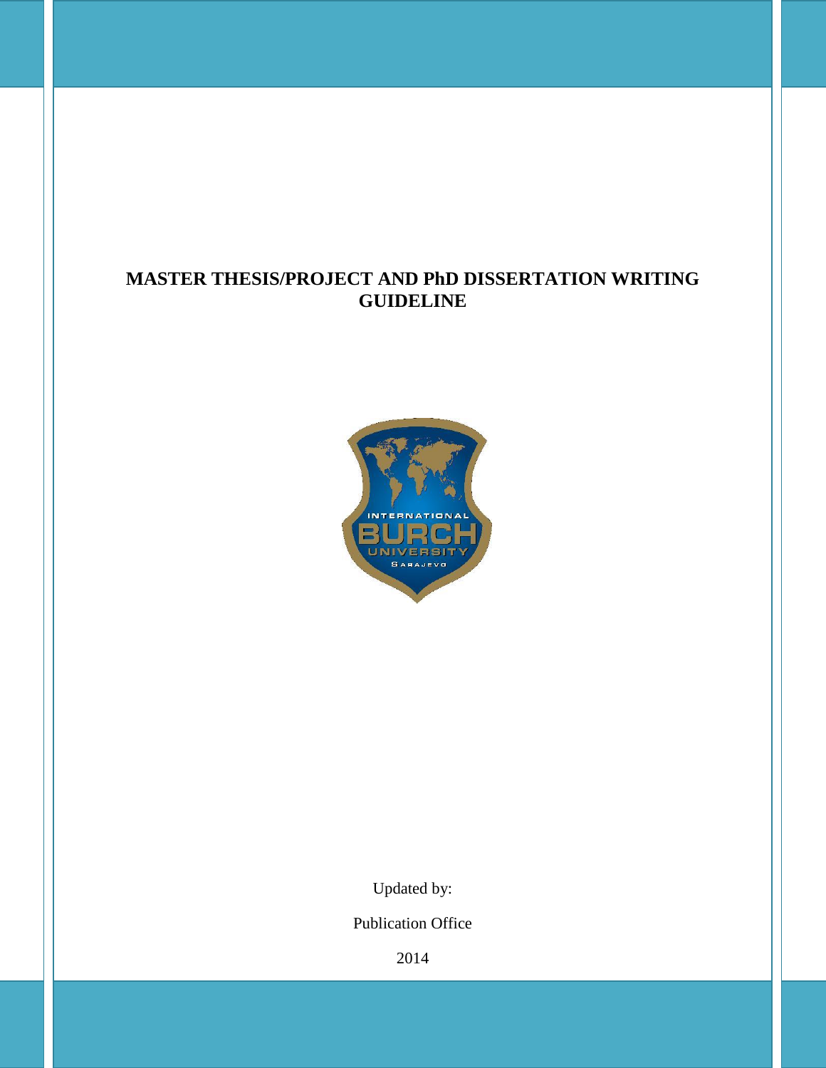# MASTER THESIS/PROJECT AND PhD DISSERTATION WRITING GUIDELINE

Updated by:

Publication Office

2014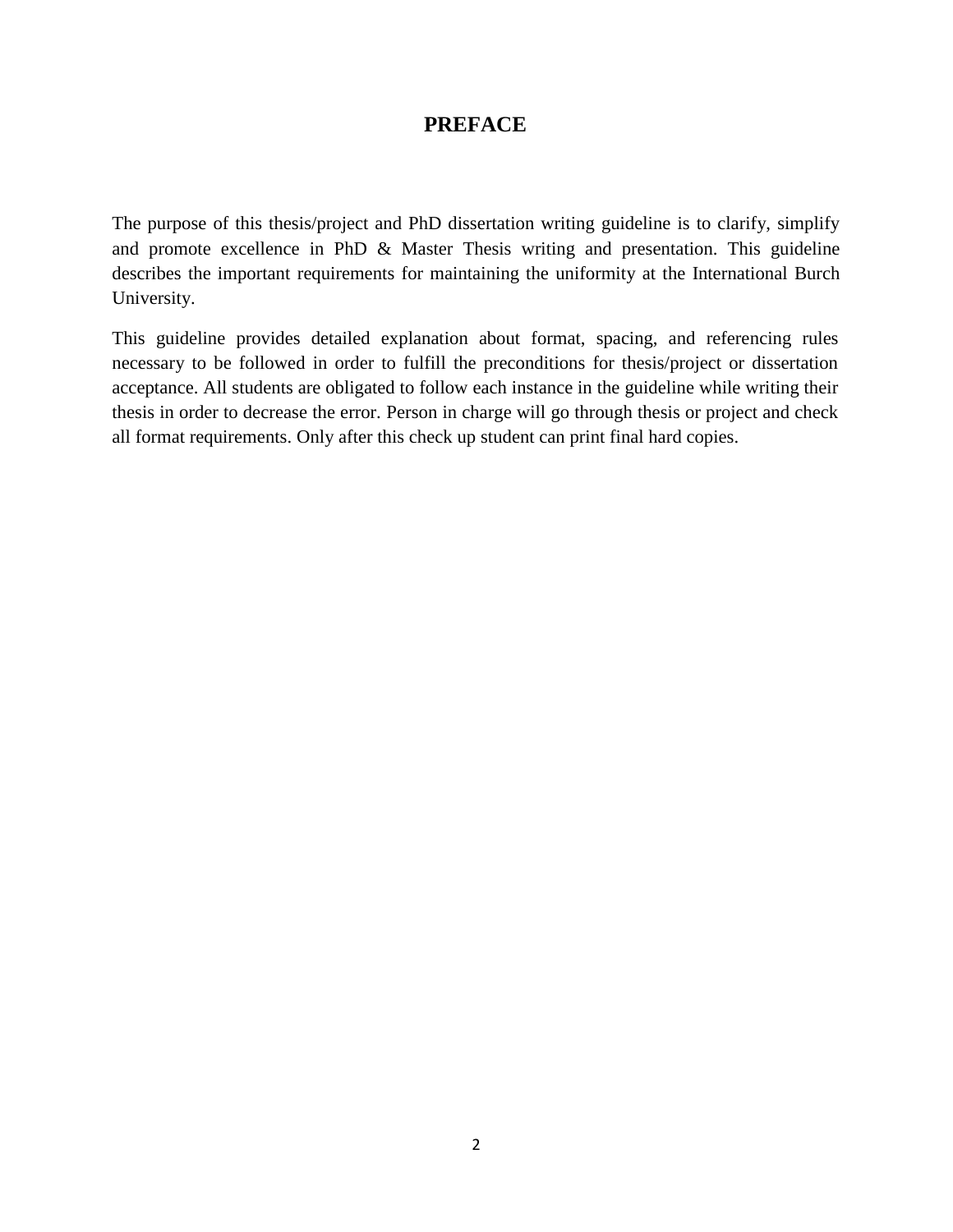# PREFACE

The purpose of this thesis/project and PhD dissertation writing guideline is to clarify, simplify and promote excellence in PhD & Master Thesis writing and presentation. This guideline describes the important requirements for maintaining the uniformity at the International Burch University.

This guideline provides detailed explanation about format, spacing, and referencing rules necessary to be followed in order to fulfill the preconditions for thesis/project or dissertation acceptance. All students are obligated to follow each instance in the guideline while writing their thesis in order to decrease the error. Person in charge will go through thesis or project and check all format requirements. Only after this check up student can print final hard copies.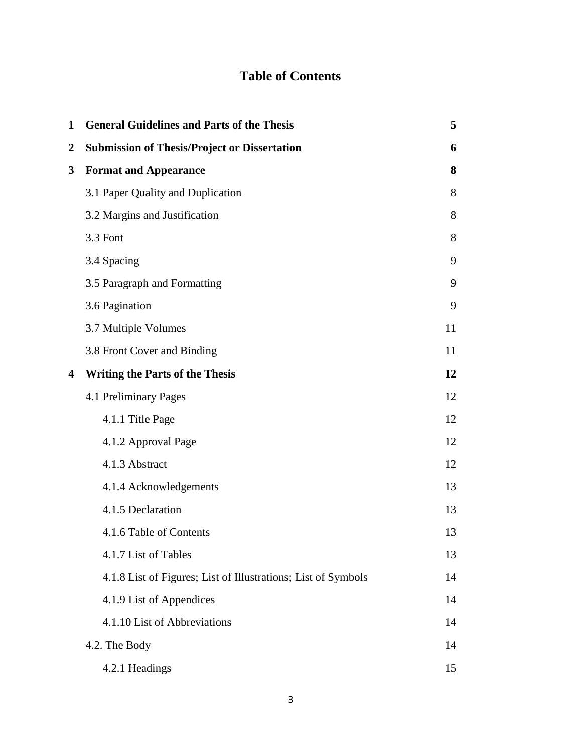# Table of Contents

| | | |
|---|---|---|
| **1** | **General Guidelines and Parts of the Thesis** | **5** |
| **2** | **Submission of Thesis/Project or Dissertation** | **6** |
| **3** | **Format and Appearance** | **8** |
| | 3.1 Paper Quality and Duplication | 8 |
| | 3.2 Margins and Justification | 8 |
| | 3.3 Font | 8 |
| | 3.4 Spacing | 9 |
| | 3.5 Paragraph and Formatting | 9 |
| | 3.6 Pagination | 9 |
| | 3.7 Multiple Volumes | 11 |
| | 3.8 Front Cover and Binding | 11 |
| **4** | **Writing the Parts of the Thesis** | **12** |
| | 4.1 Preliminary Pages | 12 |
| | 4.1.1 Title Page | 12 |
| | 4.1.2 Approval Page | 12 |
| | 4.1.3 Abstract | 12 |
| | 4.1.4 Acknowledgements | 13 |
| | 4.1.5 Declaration | 13 |
| | 4.1.6 Table of Contents | 13 |
| | 4.1.7 List of Tables | 13 |
| | 4.1.8 List of Figures; List of Illustrations; List of Symbols | 14 |
| | 4.1.9 List of Appendices | 14 |
| | 4.1.10 List of Abbreviations | 14 |
| | 4.2. The Body | 14 |
| | 4.2.1 Headings | 15 |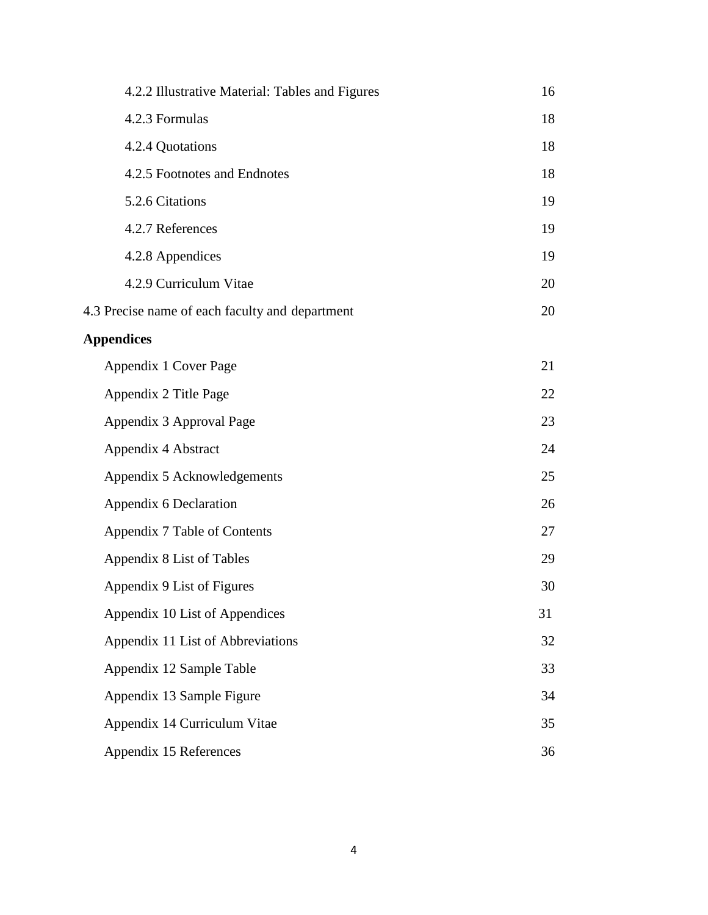| | |
|---|---|
| 4.2.2 Illustrative Material: Tables and Figures | 16 |
| 4.2.3 Formulas | 18 |
| 4.2.4 Quotations | 18 |
| 4.2.5 Footnotes and Endnotes | 18 |
| 5.2.6 Citations | 19 |
| 4.2.7 References | 19 |
| 4.2.8 Appendices | 19 |
| 4.2.9 Curriculum Vitae | 20 |
| 4.3 Precise name of each faculty and department | 20 |
| **Appendices** | |
| Appendix 1 Cover Page | 21 |
| Appendix 2 Title Page | 22 |
| Appendix 3 Approval Page | 23 |
| Appendix 4 Abstract | 24 |
| Appendix 5 Acknowledgements | 25 |
| Appendix 6 Declaration | 26 |
| Appendix 7 Table of Contents | 27 |
| Appendix 8 List of Tables | 29 |
| Appendix 9 List of Figures | 30 |
| Appendix 10 List of Appendices | 31 |
| Appendix 11 List of Abbreviations | 32 |
| Appendix 12 Sample Table | 33 |
| Appendix 13 Sample Figure | 34 |
| Appendix 14 Curriculum Vitae | 35 |
| Appendix 15 References | 36 |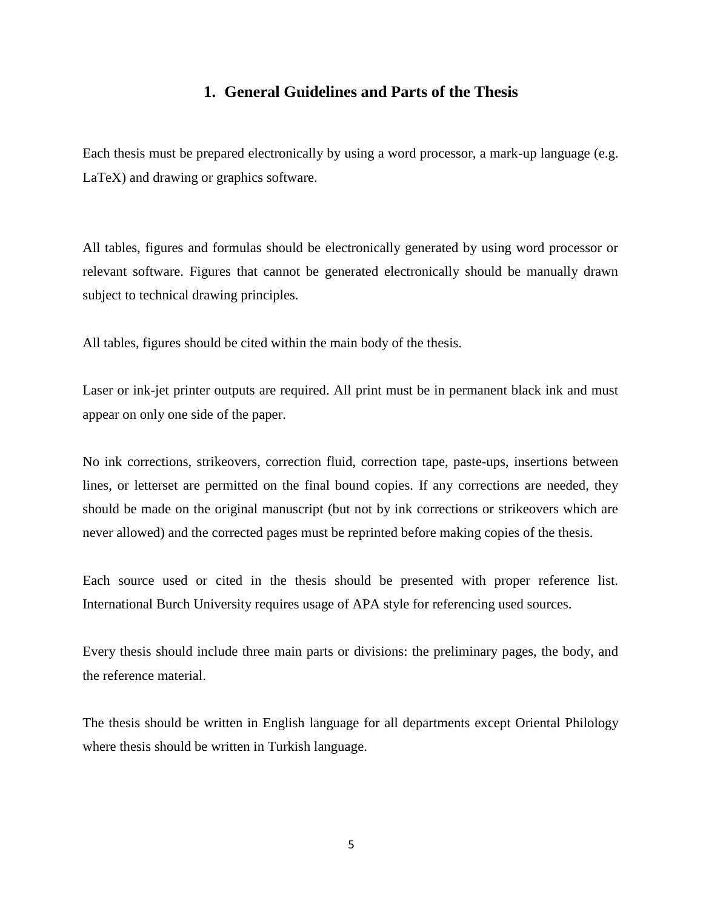# 1. General Guidelines and Parts of the Thesis

Each thesis must be prepared electronically by using a word processor, a mark-up language (e.g. LaTeX) and drawing or graphics software.

All tables, figures and formulas should be electronically generated by using word processor or relevant software. Figures that cannot be generated electronically should be manually drawn subject to technical drawing principles.

All tables, figures should be cited within the main body of the thesis.

Laser or ink-jet printer outputs are required. All print must be in permanent black ink and must appear on only one side of the paper.

No ink corrections, strikeovers, correction fluid, correction tape, paste-ups, insertions between lines, or letterset are permitted on the final bound copies. If any corrections are needed, they should be made on the original manuscript (but not by ink corrections or strikeovers which are never allowed) and the corrected pages must be reprinted before making copies of the thesis.

Each source used or cited in the thesis should be presented with proper reference list. International Burch University requires usage of APA style for referencing used sources.

Every thesis should include three main parts or divisions: the preliminary pages, the body, and the reference material.

The thesis should be written in English language for all departments except Oriental Philology where thesis should be written in Turkish language.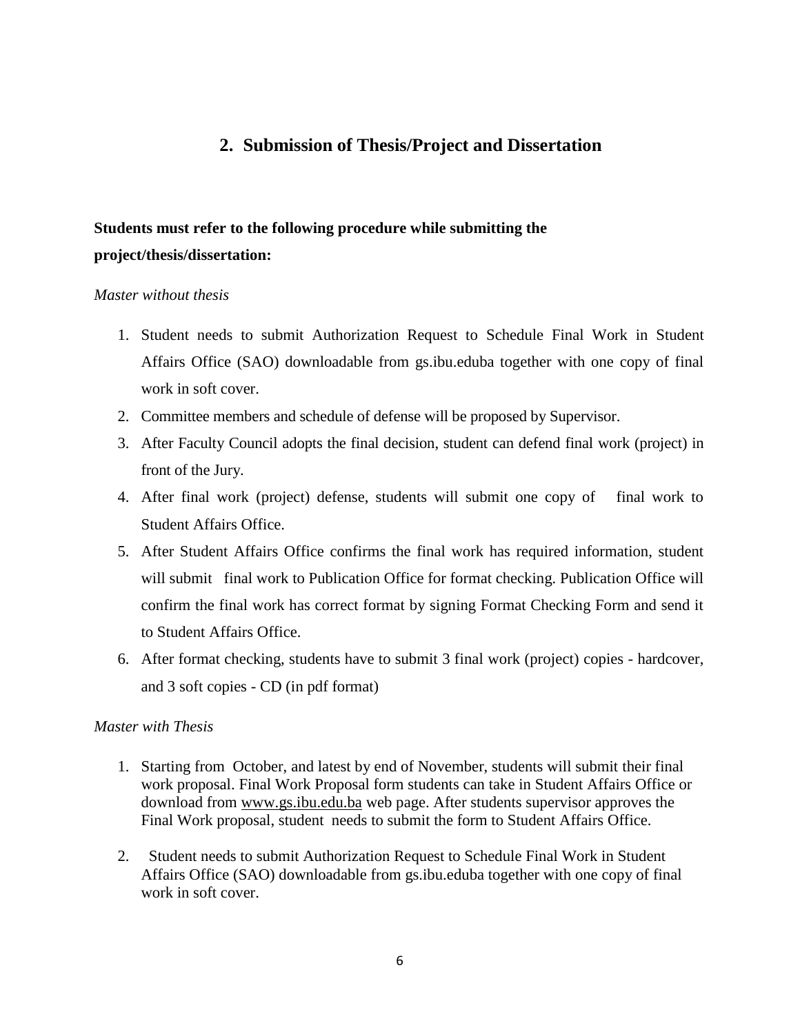## 2. Submission of Thesis/Project and Dissertation

**Students must refer to the following procedure while submitting the project/thesis/dissertation:**

*Master without thesis*

1. Student needs to submit Authorization Request to Schedule Final Work in Student Affairs Office (SAO) downloadable from gs.ibu.eduba together with one copy of final work in soft cover.
2. Committee members and schedule of defense will be proposed by Supervisor.
3. After Faculty Council adopts the final decision, student can defend final work (project) in front of the Jury.
4. After final work (project) defense, students will submit one copy of final work to Student Affairs Office.
5. After Student Affairs Office confirms the final work has required information, student will submit final work to Publication Office for format checking. Publication Office will confirm the final work has correct format by signing Format Checking Form and send it to Student Affairs Office.
6. After format checking, students have to submit 3 final work (project) copies - hardcover, and 3 soft copies - CD (in pdf format)

*Master with Thesis*

1. Starting from October, and latest by end of November, students will submit their final work proposal. Final Work Proposal form students can take in Student Affairs Office or download from www.gs.ibu.edu.ba web page. After students supervisor approves the Final Work proposal, student needs to submit the form to Student Affairs Office.
2. Student needs to submit Authorization Request to Schedule Final Work in Student Affairs Office (SAO) downloadable from gs.ibu.eduba together with one copy of final work in soft cover.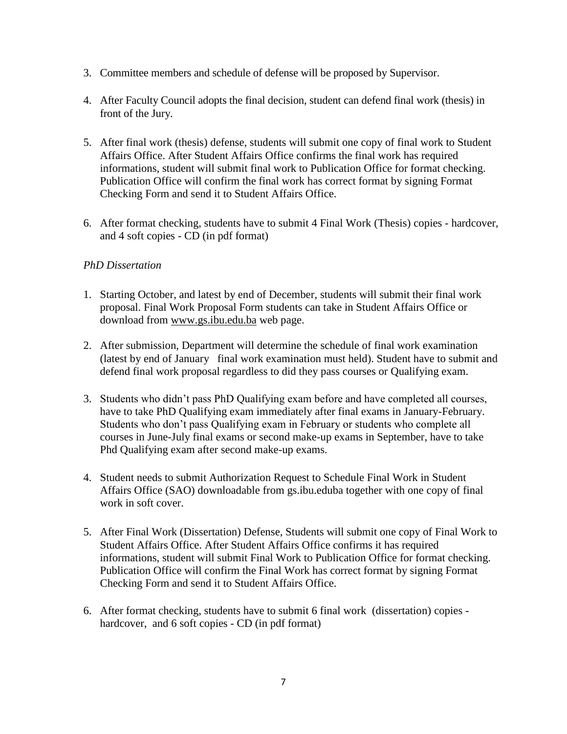3. Committee members and schedule of defense will be proposed by Supervisor.

4. After Faculty Council adopts the final decision, student can defend final work (thesis) in front of the Jury.

5. After final work (thesis) defense, students will submit one copy of final work to Student Affairs Office. After Student Affairs Office confirms the final work has required informations, student will submit final work to Publication Office for format checking. Publication Office will confirm the final work has correct format by signing Format Checking Form and send it to Student Affairs Office.

6. After format checking, students have to submit 4 Final Work (Thesis) copies - hardcover, and 4 soft copies - CD (in pdf format)

*PhD Dissertation*

1. Starting October, and latest by end of December, students will submit their final work proposal. Final Work Proposal Form students can take in Student Affairs Office or download from www.gs.ibu.edu.ba web page.

2. After submission, Department will determine the schedule of final work examination (latest by end of January final work examination must held). Student have to submit and defend final work proposal regardless to did they pass courses or Qualifying exam.

3. Students who didn't pass PhD Qualifying exam before and have completed all courses, have to take PhD Qualifying exam immediately after final exams in January-February. Students who don't pass Qualifying exam in February or students who complete all courses in June-July final exams or second make-up exams in September, have to take Phd Qualifying exam after second make-up exams.

4. Student needs to submit Authorization Request to Schedule Final Work in Student Affairs Office (SAO) downloadable from gs.ibu.eduba together with one copy of final work in soft cover.

5. After Final Work (Dissertation) Defense, Students will submit one copy of Final Work to Student Affairs Office. After Student Affairs Office confirms it has required informations, student will submit Final Work to Publication Office for format checking. Publication Office will confirm the Final Work has correct format by signing Format Checking Form and send it to Student Affairs Office.

6. After format checking, students have to submit 6 final work (dissertation) copies - hardcover, and 6 soft copies - CD (in pdf format)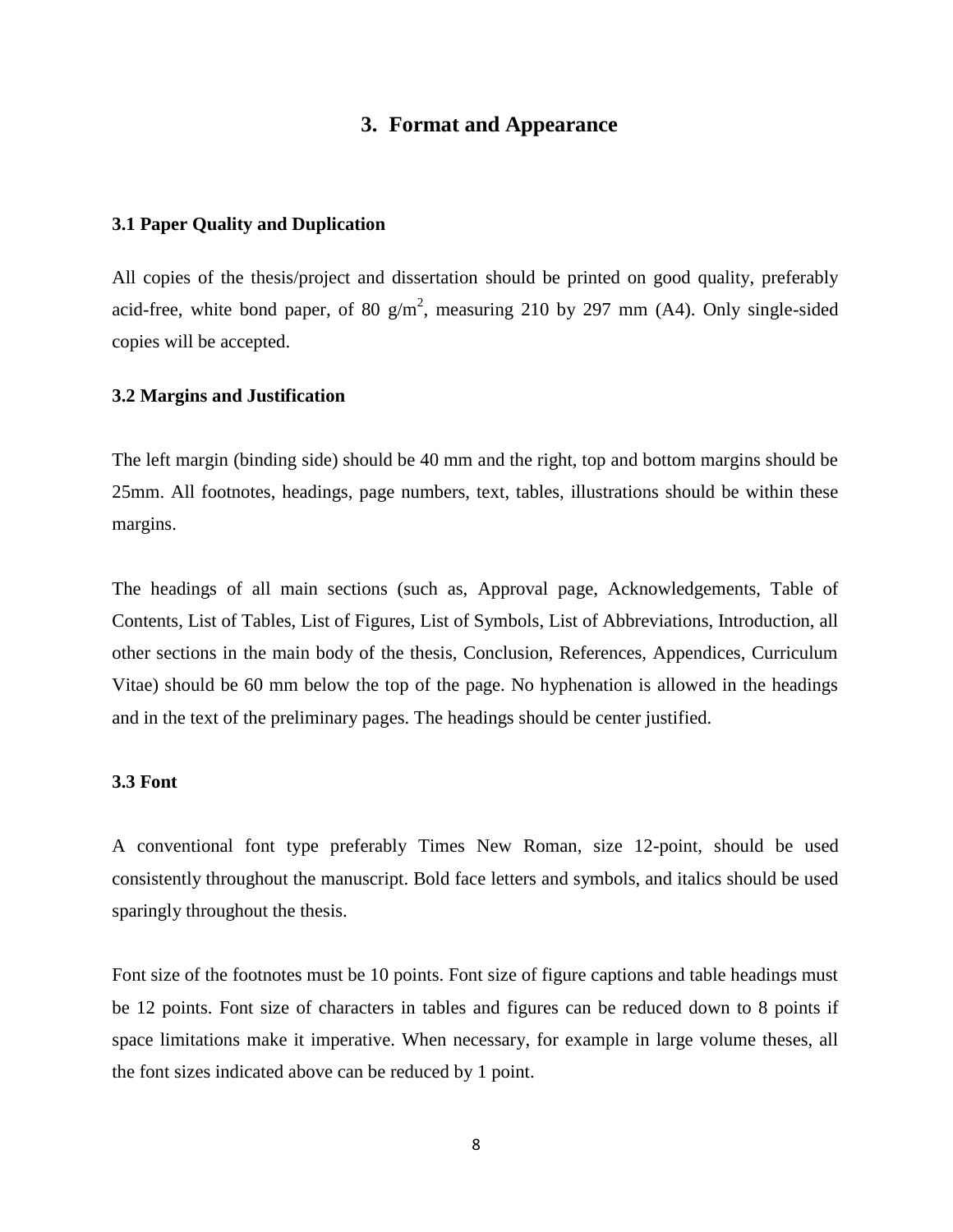# 3. Format and Appearance

### 3.1 Paper Quality and Duplication

All copies of the thesis/project and dissertation should be printed on good quality, preferably acid-free, white bond paper, of 80 $g/m^2$, measuring 210 by 297 mm (A4). Only single-sided copies will be accepted.

### 3.2 Margins and Justification

The left margin (binding side) should be 40 mm and the right, top and bottom margins should be 25mm. All footnotes, headings, page numbers, text, tables, illustrations should be within these margins.

The headings of all main sections (such as, Approval page, Acknowledgements, Table of Contents, List of Tables, List of Figures, List of Symbols, List of Abbreviations, Introduction, all other sections in the main body of the thesis, Conclusion, References, Appendices, Curriculum Vitae) should be 60 mm below the top of the page. No hyphenation is allowed in the headings and in the text of the preliminary pages. The headings should be center justified.

### 3.3 Font

A conventional font type preferably Times New Roman, size 12-point, should be used consistently throughout the manuscript. Bold face letters and symbols, and italics should be used sparingly throughout the thesis.

Font size of the footnotes must be 10 points. Font size of figure captions and table headings must be 12 points. Font size of characters in tables and figures can be reduced down to 8 points if space limitations make it imperative. When necessary, for example in large volume theses, all the font sizes indicated above can be reduced by 1 point.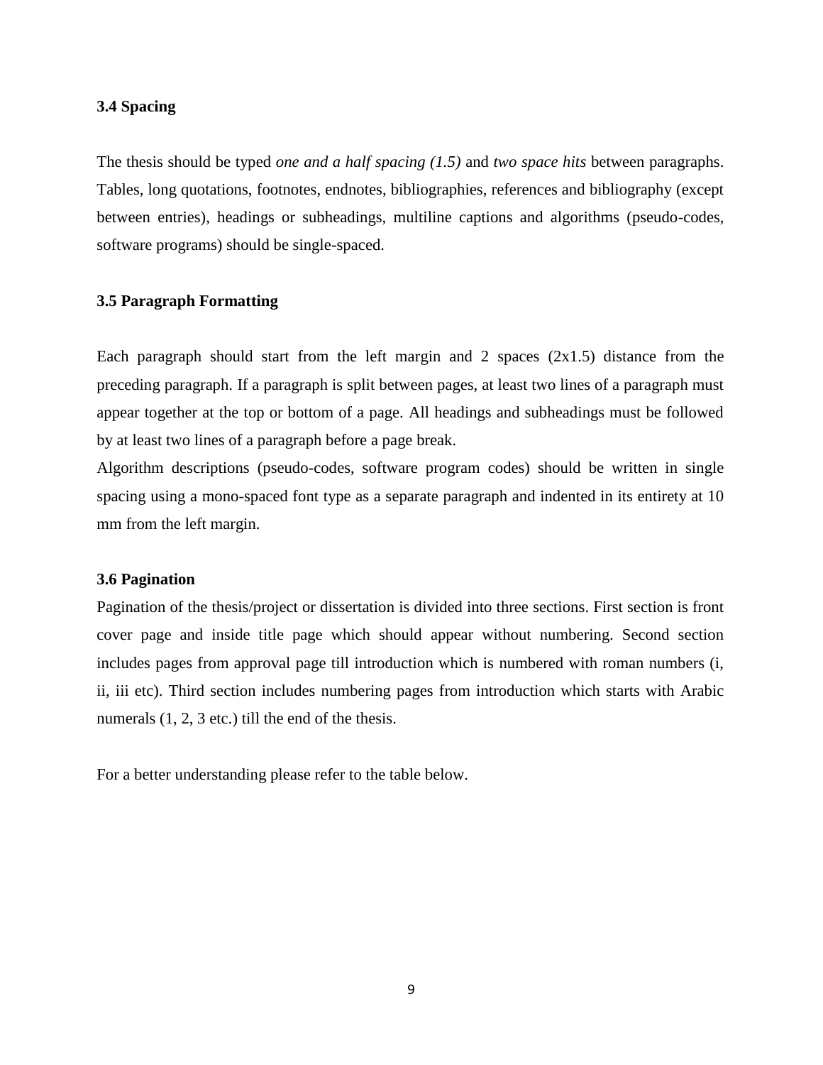### 3.4 Spacing

The thesis should be typed *one and a half spacing (1.5)* and *two space hits* between paragraphs. Tables, long quotations, footnotes, endnotes, bibliographies, references and bibliography (except between entries), headings or subheadings, multiline captions and algorithms (pseudo-codes, software programs) should be single-spaced.

### 3.5 Paragraph Formatting

Each paragraph should start from the left margin and 2 spaces (2x1.5) distance from the preceding paragraph. If a paragraph is split between pages, at least two lines of a paragraph must appear together at the top or bottom of a page. All headings and subheadings must be followed by at least two lines of a paragraph before a page break.

Algorithm descriptions (pseudo-codes, software program codes) should be written in single spacing using a mono-spaced font type as a separate paragraph and indented in its entirety at 10 mm from the left margin.

### 3.6 Pagination

Pagination of the thesis/project or dissertation is divided into three sections. First section is front cover page and inside title page which should appear without numbering. Second section includes pages from approval page till introduction which is numbered with roman numbers (i, ii, iii etc). Third section includes numbering pages from introduction which starts with Arabic numerals (1, 2, 3 etc.) till the end of the thesis.

For a better understanding please refer to the table below.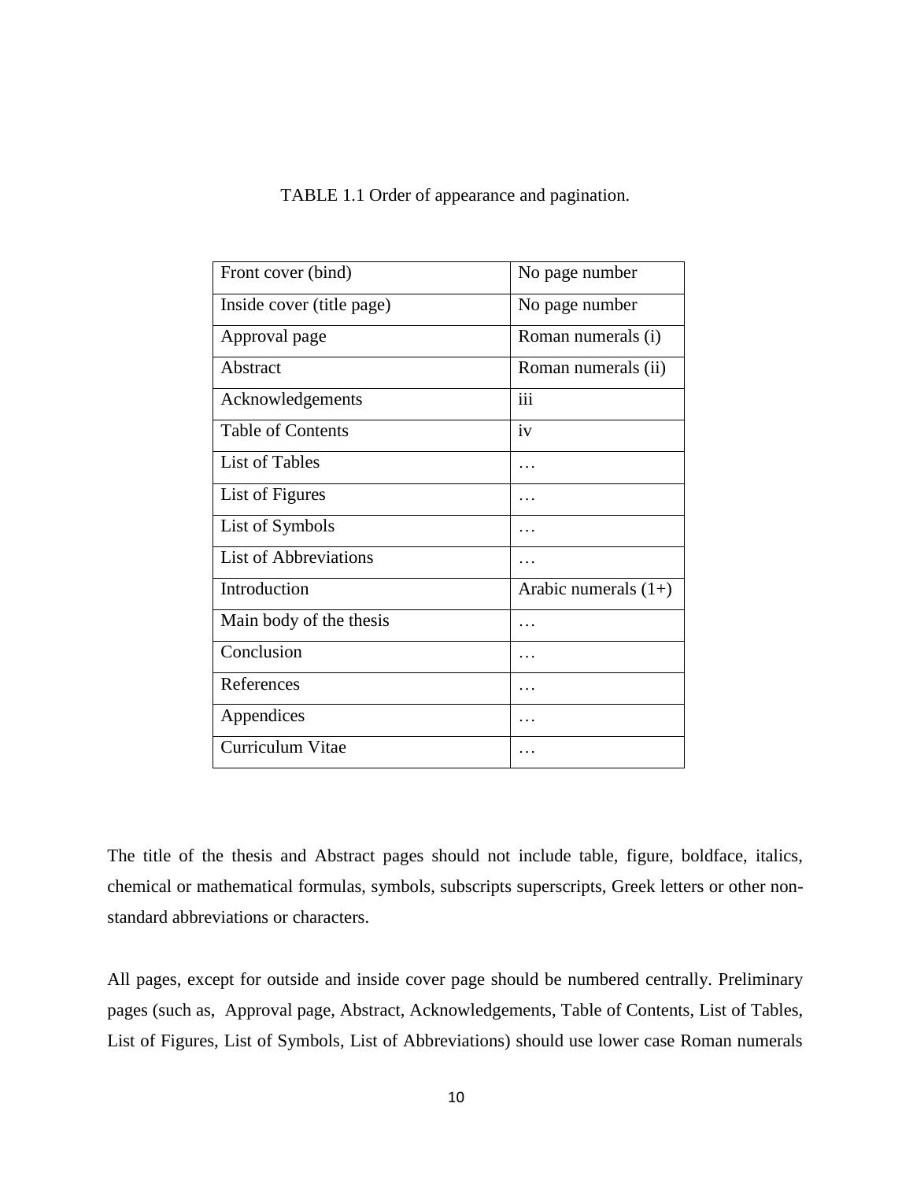TABLE 1.1 Order of appearance and pagination.

| Front cover (bind) | No page number |
|---|---|
| Inside cover (title page) | No page number |
| Approval page | Roman numerals (i) |
| Abstract | Roman numerals (ii) |
| Acknowledgements | iii |
| Table of Contents | iv |
| List of Tables | … |
| List of Figures | … |
| List of Symbols | … |
| List of Abbreviations | … |
| Introduction | Arabic numerals (1+) |
| Main body of the thesis | … |
| Conclusion | … |
| References | … |
| Appendices | … |
| Curriculum Vitae | … |

The title of the thesis and Abstract pages should not include table, figure, boldface, italics, chemical or mathematical formulas, symbols, subscripts superscripts, Greek letters or other non-standard abbreviations or characters.

All pages, except for outside and inside cover page should be numbered centrally. Preliminary pages (such as, Approval page, Abstract, Acknowledgements, Table of Contents, List of Tables, List of Figures, List of Symbols, List of Abbreviations) should use lower case Roman numerals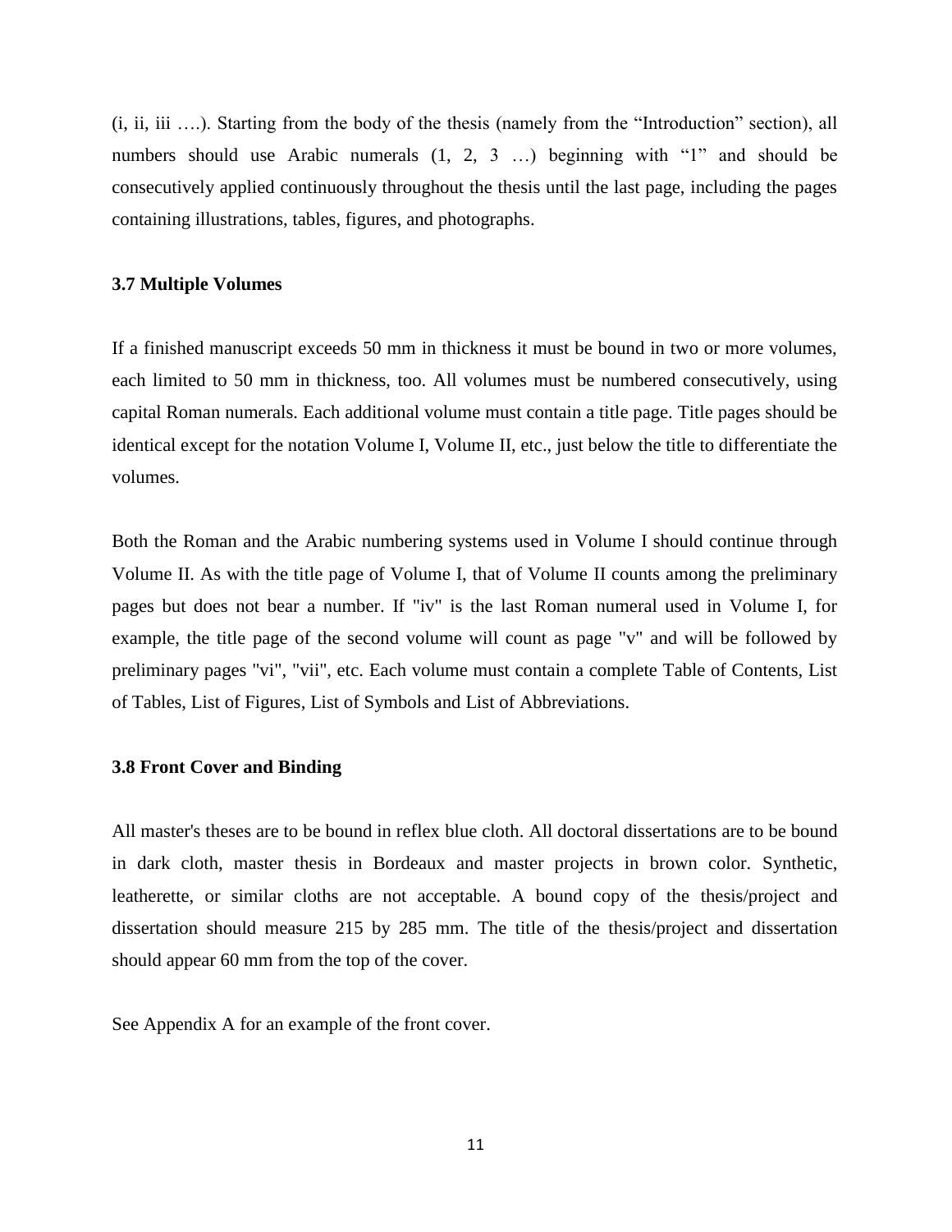(i, ii, iii ….). Starting from the body of the thesis (namely from the "Introduction" section), all numbers should use Arabic numerals (1, 2, 3 …) beginning with "1" and should be consecutively applied continuously throughout the thesis until the last page, including the pages containing illustrations, tables, figures, and photographs.

### 3.7 Multiple Volumes

If a finished manuscript exceeds 50 mm in thickness it must be bound in two or more volumes, each limited to 50 mm in thickness, too. All volumes must be numbered consecutively, using capital Roman numerals. Each additional volume must contain a title page. Title pages should be identical except for the notation Volume I, Volume II, etc., just below the title to differentiate the volumes.

Both the Roman and the Arabic numbering systems used in Volume I should continue through Volume II. As with the title page of Volume I, that of Volume II counts among the preliminary pages but does not bear a number. If "iv" is the last Roman numeral used in Volume I, for example, the title page of the second volume will count as page "v" and will be followed by preliminary pages "vi", "vii", etc. Each volume must contain a complete Table of Contents, List of Tables, List of Figures, List of Symbols and List of Abbreviations.

### 3.8 Front Cover and Binding

All master's theses are to be bound in reflex blue cloth. All doctoral dissertations are to be bound in dark cloth, master thesis in Bordeaux and master projects in brown color. Synthetic, leatherette, or similar cloths are not acceptable. A bound copy of the thesis/project and dissertation should measure 215 by 285 mm. The title of the thesis/project and dissertation should appear 60 mm from the top of the cover.

See Appendix A for an example of the front cover.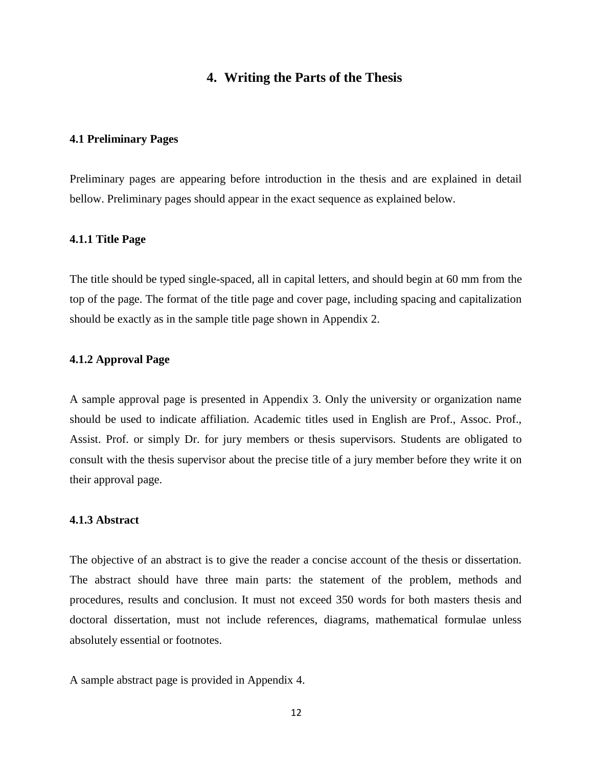# 4. Writing the Parts of the Thesis

## 4.1 Preliminary Pages

Preliminary pages are appearing before introduction in the thesis and are explained in detail bellow. Preliminary pages should appear in the exact sequence as explained below.

### 4.1.1 Title Page

The title should be typed single-spaced, all in capital letters, and should begin at 60 mm from the top of the page. The format of the title page and cover page, including spacing and capitalization should be exactly as in the sample title page shown in Appendix 2.

### 4.1.2 Approval Page

A sample approval page is presented in Appendix 3. Only the university or organization name should be used to indicate affiliation. Academic titles used in English are Prof., Assoc. Prof., Assist. Prof. or simply Dr. for jury members or thesis supervisors. Students are obligated to consult with the thesis supervisor about the precise title of a jury member before they write it on their approval page.

### 4.1.3 Abstract

The objective of an abstract is to give the reader a concise account of the thesis or dissertation. The abstract should have three main parts: the statement of the problem, methods and procedures, results and conclusion. It must not exceed 350 words for both masters thesis and doctoral dissertation, must not include references, diagrams, mathematical formulae unless absolutely essential or footnotes.

A sample abstract page is provided in Appendix 4.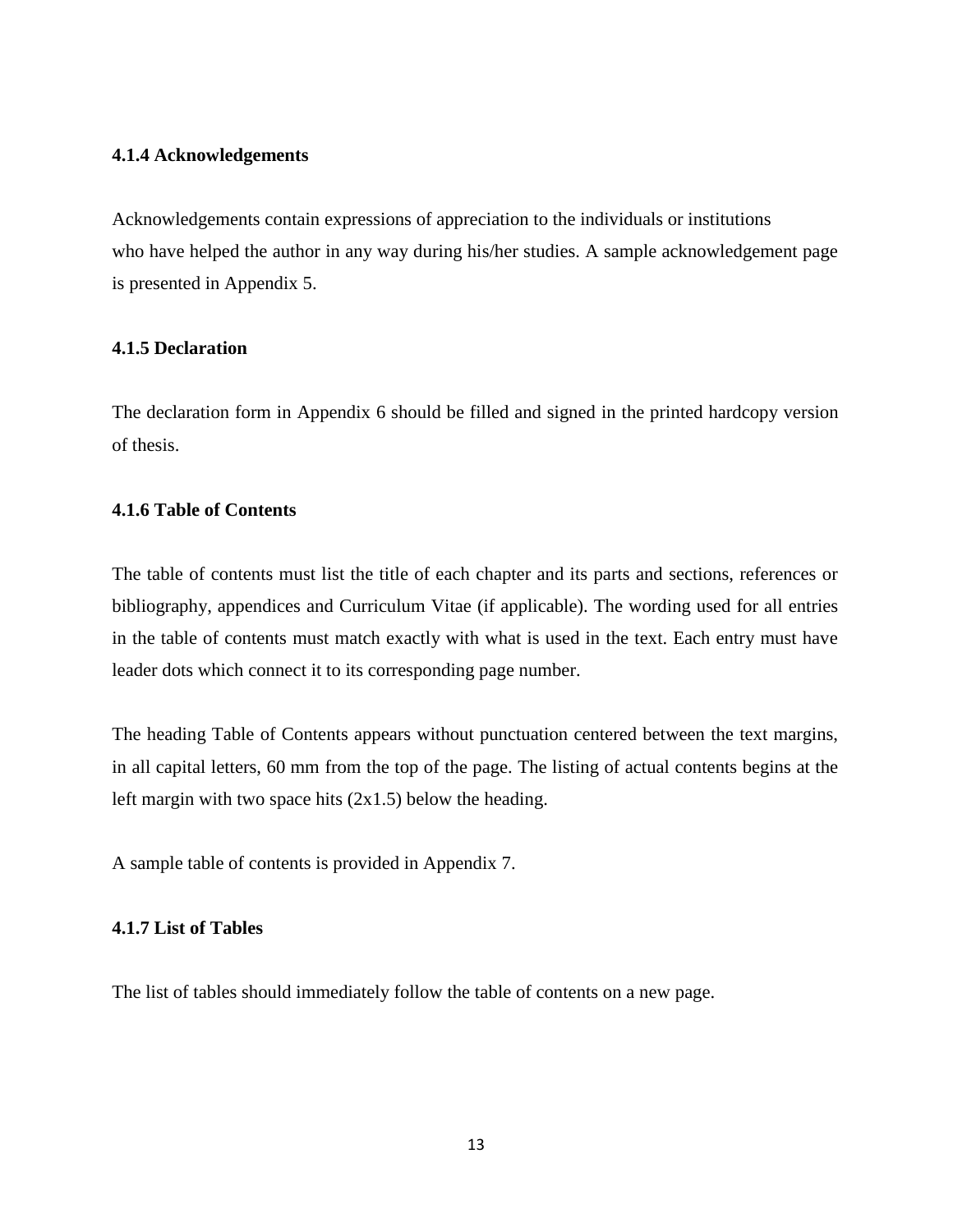### 4.1.4 Acknowledgements

Acknowledgements contain expressions of appreciation to the individuals or institutions who have helped the author in any way during his/her studies. A sample acknowledgement page is presented in Appendix 5.

### 4.1.5 Declaration

The declaration form in Appendix 6 should be filled and signed in the printed hardcopy version of thesis.

### 4.1.6 Table of Contents

The table of contents must list the title of each chapter and its parts and sections, references or bibliography, appendices and Curriculum Vitae (if applicable). The wording used for all entries in the table of contents must match exactly with what is used in the text. Each entry must have leader dots which connect it to its corresponding page number.

The heading Table of Contents appears without punctuation centered between the text margins, in all capital letters, 60 mm from the top of the page. The listing of actual contents begins at the left margin with two space hits (2x1.5) below the heading.

A sample table of contents is provided in Appendix 7.

### 4.1.7 List of Tables

The list of tables should immediately follow the table of contents on a new page.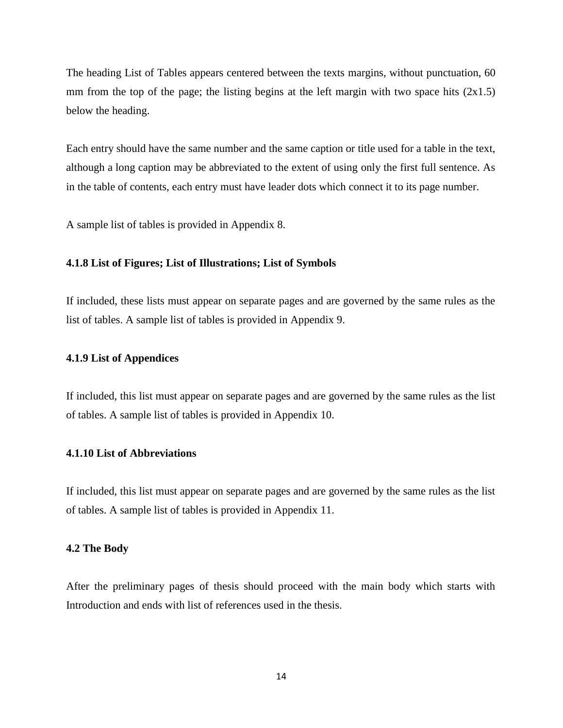The heading List of Tables appears centered between the texts margins, without punctuation, 60 mm from the top of the page; the listing begins at the left margin with two space hits (2x1.5) below the heading.

Each entry should have the same number and the same caption or title used for a table in the text, although a long caption may be abbreviated to the extent of using only the first full sentence. As in the table of contents, each entry must have leader dots which connect it to its page number.

A sample list of tables is provided in Appendix 8.

#### 4.1.8 List of Figures; List of Illustrations; List of Symbols

If included, these lists must appear on separate pages and are governed by the same rules as the list of tables. A sample list of tables is provided in Appendix 9.

#### 4.1.9 List of Appendices

If included, this list must appear on separate pages and are governed by the same rules as the list of tables. A sample list of tables is provided in Appendix 10.

#### 4.1.10 List of Abbreviations

If included, this list must appear on separate pages and are governed by the same rules as the list of tables. A sample list of tables is provided in Appendix 11.

### 4.2 The Body

After the preliminary pages of thesis should proceed with the main body which starts with Introduction and ends with list of references used in the thesis.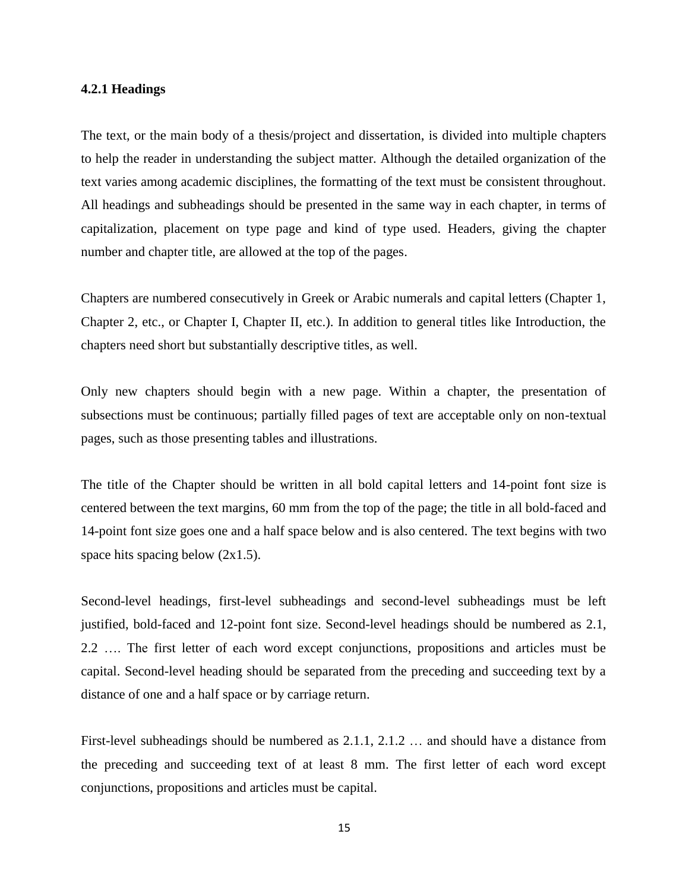#### 4.2.1 Headings

The text, or the main body of a thesis/project and dissertation, is divided into multiple chapters to help the reader in understanding the subject matter. Although the detailed organization of the text varies among academic disciplines, the formatting of the text must be consistent throughout. All headings and subheadings should be presented in the same way in each chapter, in terms of capitalization, placement on type page and kind of type used. Headers, giving the chapter number and chapter title, are allowed at the top of the pages.

Chapters are numbered consecutively in Greek or Arabic numerals and capital letters (Chapter 1, Chapter 2, etc., or Chapter I, Chapter II, etc.). In addition to general titles like Introduction, the chapters need short but substantially descriptive titles, as well.

Only new chapters should begin with a new page. Within a chapter, the presentation of subsections must be continuous; partially filled pages of text are acceptable only on non-textual pages, such as those presenting tables and illustrations.

The title of the Chapter should be written in all bold capital letters and 14-point font size is centered between the text margins, 60 mm from the top of the page; the title in all bold-faced and 14-point font size goes one and a half space below and is also centered. The text begins with two space hits spacing below (2x1.5).

Second-level headings, first-level subheadings and second-level subheadings must be left justified, bold-faced and 12-point font size. Second-level headings should be numbered as 2.1, 2.2 …. The first letter of each word except conjunctions, propositions and articles must be capital. Second-level heading should be separated from the preceding and succeeding text by a distance of one and a half space or by carriage return.

First-level subheadings should be numbered as 2.1.1, 2.1.2 … and should have a distance from the preceding and succeeding text of at least 8 mm. The first letter of each word except conjunctions, propositions and articles must be capital.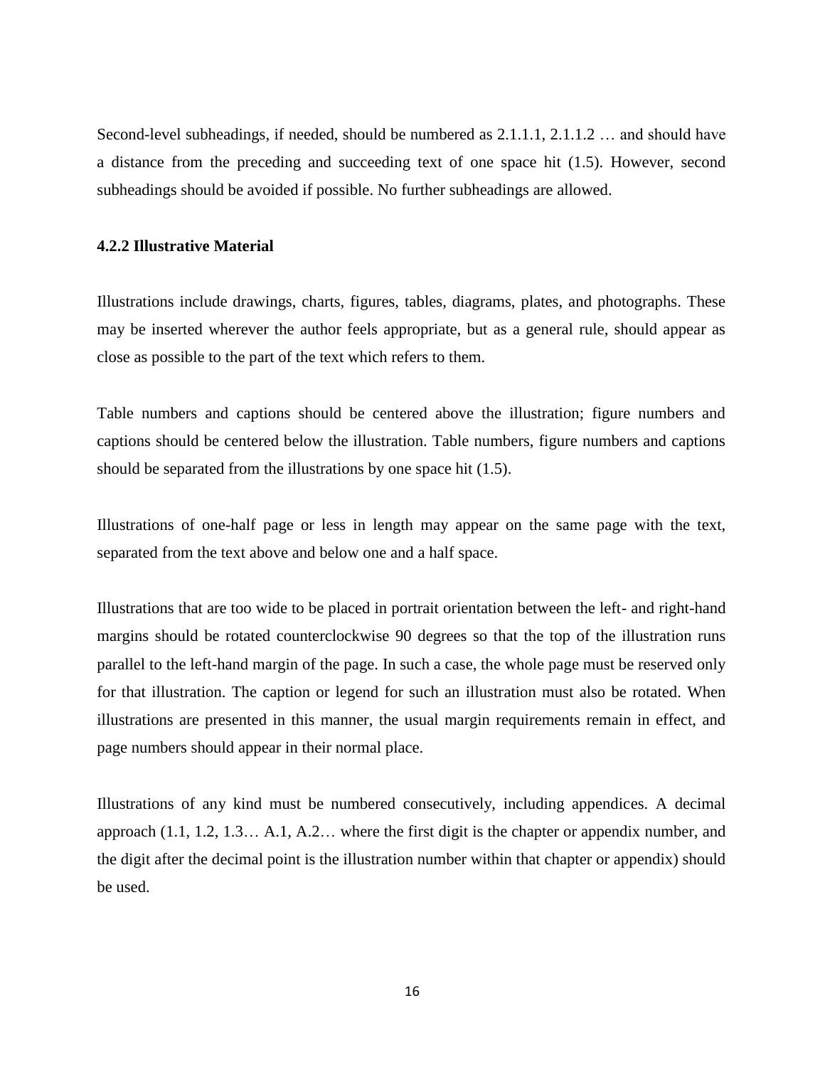Second-level subheadings, if needed, should be numbered as 2.1.1.1, 2.1.1.2 … and should have a distance from the preceding and succeeding text of one space hit (1.5). However, second subheadings should be avoided if possible. No further subheadings are allowed.

### 4.2.2 Illustrative Material

Illustrations include drawings, charts, figures, tables, diagrams, plates, and photographs. These may be inserted wherever the author feels appropriate, but as a general rule, should appear as close as possible to the part of the text which refers to them.

Table numbers and captions should be centered above the illustration; figure numbers and captions should be centered below the illustration. Table numbers, figure numbers and captions should be separated from the illustrations by one space hit (1.5).

Illustrations of one-half page or less in length may appear on the same page with the text, separated from the text above and below one and a half space.

Illustrations that are too wide to be placed in portrait orientation between the left- and right-hand margins should be rotated counterclockwise 90 degrees so that the top of the illustration runs parallel to the left-hand margin of the page. In such a case, the whole page must be reserved only for that illustration. The caption or legend for such an illustration must also be rotated. When illustrations are presented in this manner, the usual margin requirements remain in effect, and page numbers should appear in their normal place.

Illustrations of any kind must be numbered consecutively, including appendices. A decimal approach (1.1, 1.2, 1.3… A.1, A.2… where the first digit is the chapter or appendix number, and the digit after the decimal point is the illustration number within that chapter or appendix) should be used.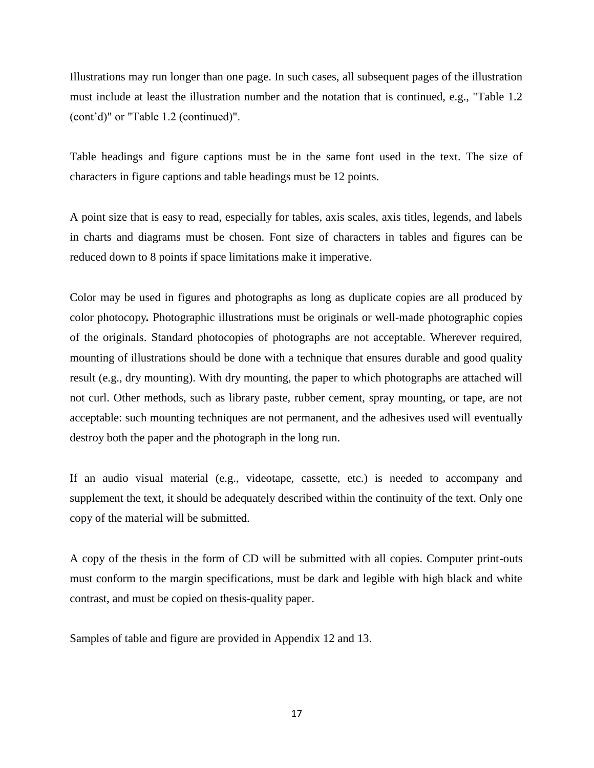Illustrations may run longer than one page. In such cases, all subsequent pages of the illustration must include at least the illustration number and the notation that is continued, e.g., "Table 1.2 (cont'd)" or "Table 1.2 (continued)".

Table headings and figure captions must be in the same font used in the text. The size of characters in figure captions and table headings must be 12 points.

A point size that is easy to read, especially for tables, axis scales, axis titles, legends, and labels in charts and diagrams must be chosen. Font size of characters in tables and figures can be reduced down to 8 points if space limitations make it imperative.

Color may be used in figures and photographs as long as duplicate copies are all produced by color photocopy**.** Photographic illustrations must be originals or well-made photographic copies of the originals. Standard photocopies of photographs are not acceptable. Wherever required, mounting of illustrations should be done with a technique that ensures durable and good quality result (e.g., dry mounting). With dry mounting, the paper to which photographs are attached will not curl. Other methods, such as library paste, rubber cement, spray mounting, or tape, are not acceptable: such mounting techniques are not permanent, and the adhesives used will eventually destroy both the paper and the photograph in the long run.

If an audio visual material (e.g., videotape, cassette, etc.) is needed to accompany and supplement the text, it should be adequately described within the continuity of the text. Only one copy of the material will be submitted.

A copy of the thesis in the form of CD will be submitted with all copies. Computer print-outs must conform to the margin specifications, must be dark and legible with high black and white contrast, and must be copied on thesis-quality paper.

Samples of table and figure are provided in Appendix 12 and 13.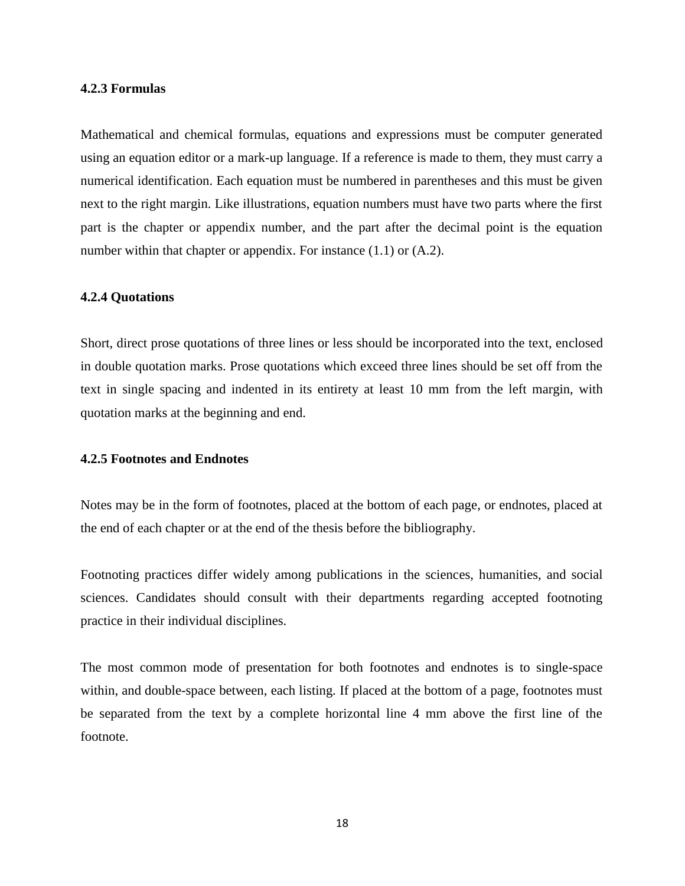### 4.2.3 Formulas

Mathematical and chemical formulas, equations and expressions must be computer generated using an equation editor or a mark-up language. If a reference is made to them, they must carry a numerical identification. Each equation must be numbered in parentheses and this must be given next to the right margin. Like illustrations, equation numbers must have two parts where the first part is the chapter or appendix number, and the part after the decimal point is the equation number within that chapter or appendix. For instance (1.1) or (A.2).

### 4.2.4 Quotations

Short, direct prose quotations of three lines or less should be incorporated into the text, enclosed in double quotation marks. Prose quotations which exceed three lines should be set off from the text in single spacing and indented in its entirety at least 10 mm from the left margin, with quotation marks at the beginning and end.

### 4.2.5 Footnotes and Endnotes

Notes may be in the form of footnotes, placed at the bottom of each page, or endnotes, placed at the end of each chapter or at the end of the thesis before the bibliography.

Footnoting practices differ widely among publications in the sciences, humanities, and social sciences. Candidates should consult with their departments regarding accepted footnoting practice in their individual disciplines.

The most common mode of presentation for both footnotes and endnotes is to single-space within, and double-space between, each listing. If placed at the bottom of a page, footnotes must be separated from the text by a complete horizontal line 4 mm above the first line of the footnote.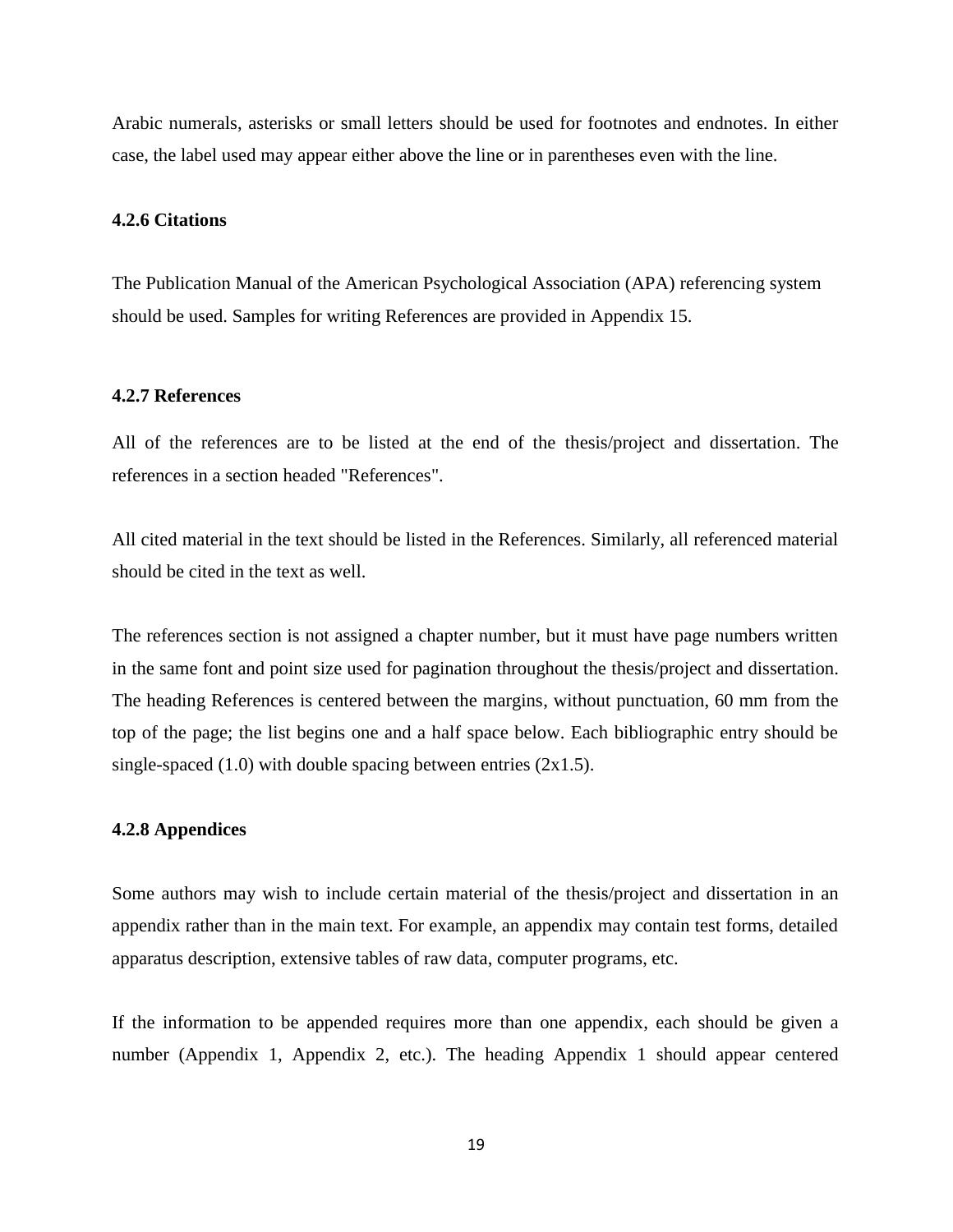Arabic numerals, asterisks or small letters should be used for footnotes and endnotes. In either case, the label used may appear either above the line or in parentheses even with the line.

#### 4.2.6 Citations

The Publication Manual of the American Psychological Association (APA) referencing system should be used. Samples for writing References are provided in Appendix 15.

#### 4.2.7 References

All of the references are to be listed at the end of the thesis/project and dissertation. The references in a section headed "References".

All cited material in the text should be listed in the References. Similarly, all referenced material should be cited in the text as well.

The references section is not assigned a chapter number, but it must have page numbers written in the same font and point size used for pagination throughout the thesis/project and dissertation. The heading References is centered between the margins, without punctuation, 60 mm from the top of the page; the list begins one and a half space below. Each bibliographic entry should be single-spaced (1.0) with double spacing between entries (2x1.5).

#### 4.2.8 Appendices

Some authors may wish to include certain material of the thesis/project and dissertation in an appendix rather than in the main text. For example, an appendix may contain test forms, detailed apparatus description, extensive tables of raw data, computer programs, etc.

If the information to be appended requires more than one appendix, each should be given a number (Appendix 1, Appendix 2, etc.). The heading Appendix 1 should appear centered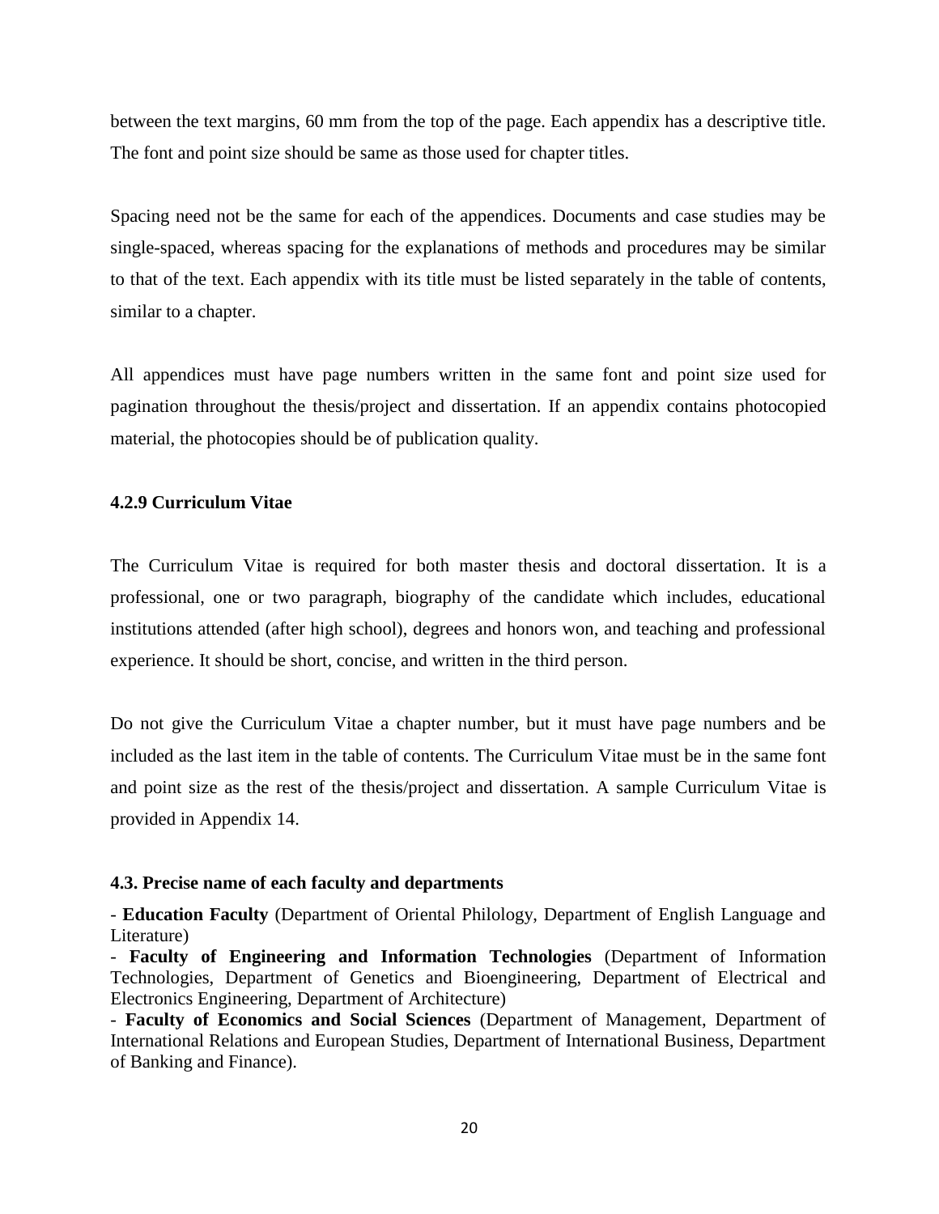between the text margins, 60 mm from the top of the page. Each appendix has a descriptive title. The font and point size should be same as those used for chapter titles.

Spacing need not be the same for each of the appendices. Documents and case studies may be single-spaced, whereas spacing for the explanations of methods and procedures may be similar to that of the text. Each appendix with its title must be listed separately in the table of contents, similar to a chapter.

All appendices must have page numbers written in the same font and point size used for pagination throughout the thesis/project and dissertation. If an appendix contains photocopied material, the photocopies should be of publication quality.

#### 4.2.9 Curriculum Vitae

The Curriculum Vitae is required for both master thesis and doctoral dissertation. It is a professional, one or two paragraph, biography of the candidate which includes, educational institutions attended (after high school), degrees and honors won, and teaching and professional experience. It should be short, concise, and written in the third person.

Do not give the Curriculum Vitae a chapter number, but it must have page numbers and be included as the last item in the table of contents. The Curriculum Vitae must be in the same font and point size as the rest of the thesis/project and dissertation. A sample Curriculum Vitae is provided in Appendix 14.

### 4.3. Precise name of each faculty and departments

- **Education Faculty** (Department of Oriental Philology, Department of English Language and Literature)
- **Faculty of Engineering and Information Technologies** (Department of Information Technologies, Department of Genetics and Bioengineering, Department of Electrical and Electronics Engineering, Department of Architecture)
- **Faculty of Economics and Social Sciences** (Department of Management, Department of International Relations and European Studies, Department of International Business, Department of Banking and Finance).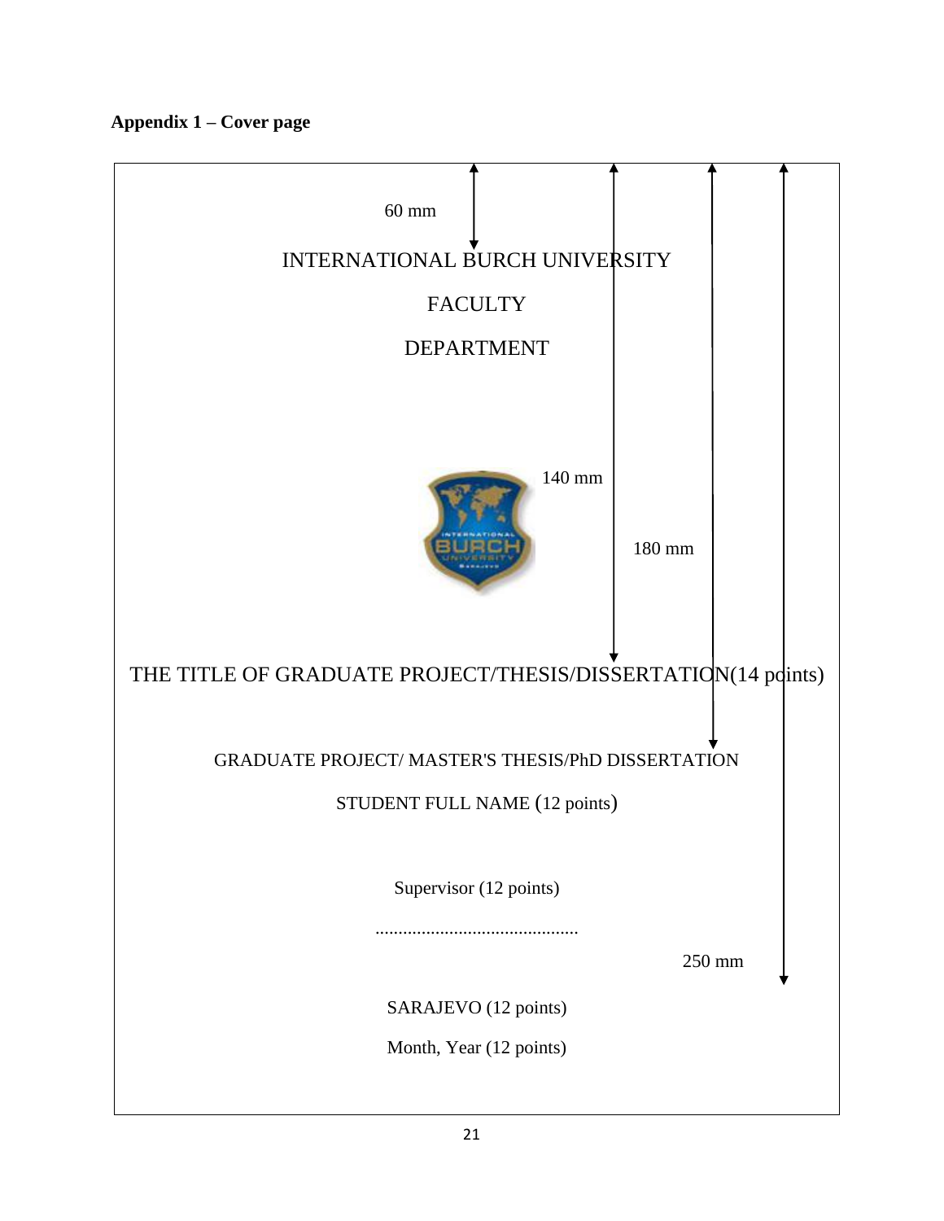**Appendix 1 – Cover page**

60 mm

INTERNATIONAL BURCH UNIVERSITY

FACULTY

DEPARTMENT

140 mm

180 mm

THE TITLE OF GRADUATE PROJECT/THESIS/DISSERTATION(14 points)

GRADUATE PROJECT/ MASTER'S THESIS/PhD DISSERTATION

STUDENT FULL NAME (12 points)

Supervisor (12 points)

............................................

250 mm

SARAJEVO (12 points)

Month, Year (12 points)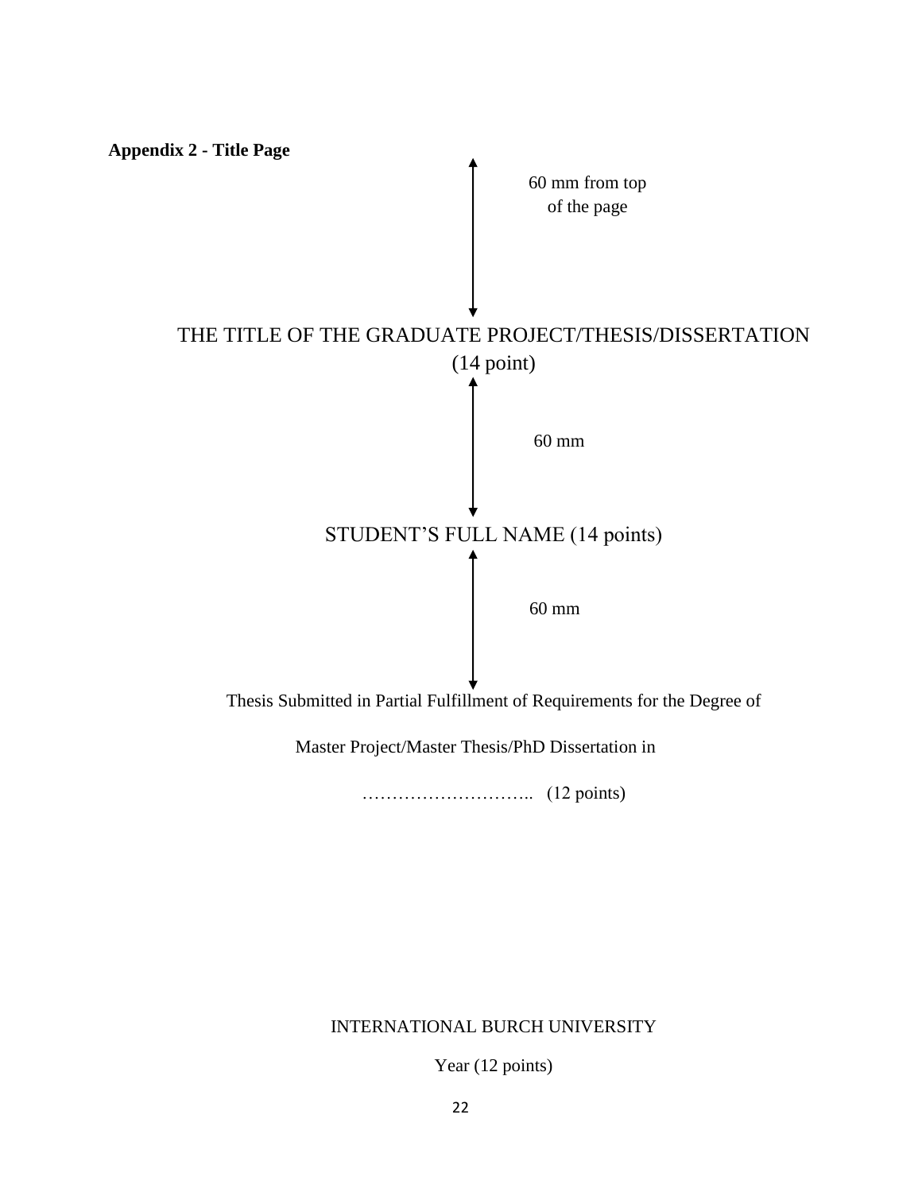**Appendix 2 - Title Page**

60 mm from top of the page

THE TITLE OF THE GRADUATE PROJECT/THESIS/DISSERTATION (14 point)

60 mm

STUDENT'S FULL NAME (14 points)

60 mm

Thesis Submitted in Partial Fulfillment of Requirements for the Degree of

Master Project/Master Thesis/PhD Dissertation in

……………………….. (12 points)

INTERNATIONAL BURCH UNIVERSITY

Year (12 points)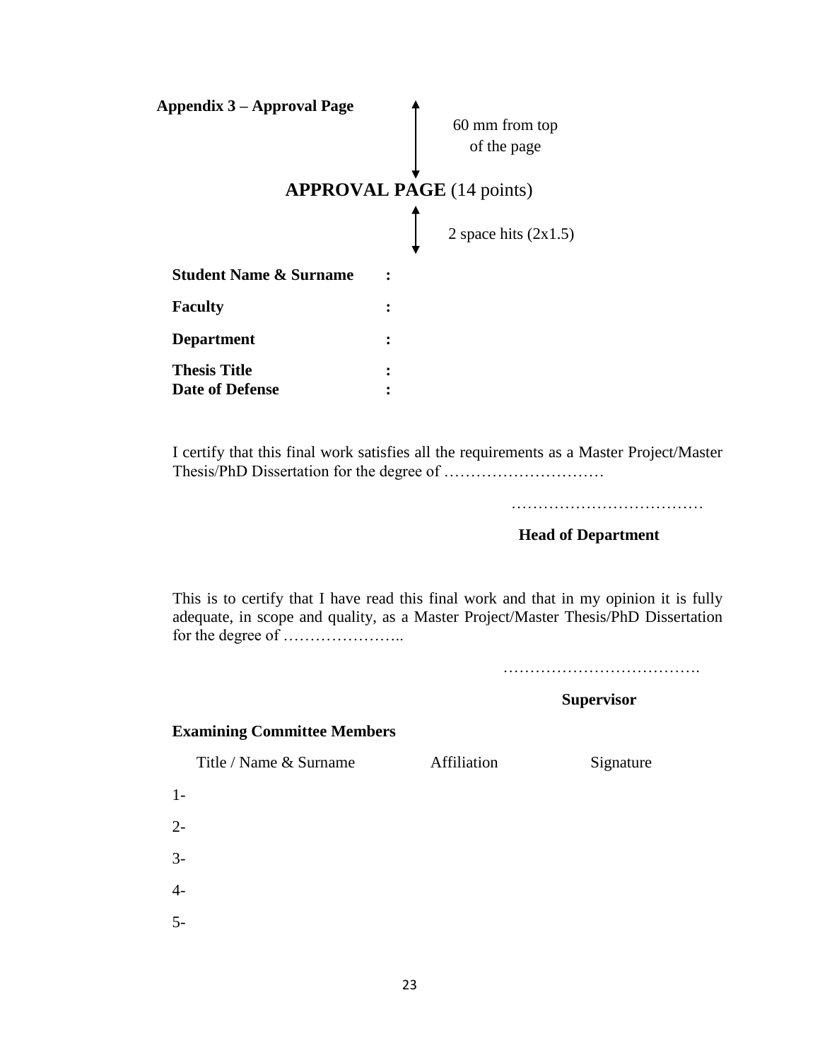**Appendix 3 – Approval Page**

60 mm from top of the page

## **APPROVAL PAGE** (14 points)

2 space hits (2x1.5)

**Student Name & Surname** :

**Faculty** :

**Department** :

**Thesis Title** :

**Date of Defense** :

I certify that this final work satisfies all the requirements as a Master Project/Master Thesis/PhD Dissertation for the degree of …………………………

………………………………

**Head of Department**

This is to certify that I have read this final work and that in my opinion it is fully adequate, in scope and quality, as a Master Project/Master Thesis/PhD Dissertation for the degree of …………………..

……………………………….

**Supervisor**

**Examining Committee Members**

| | Title / Name & Surname | Affiliation | Signature |
|---|---|---|---|
| 1- | | | |
| 2- | | | |
| 3- | | | |
| 4- | | | |
| 5- | | | |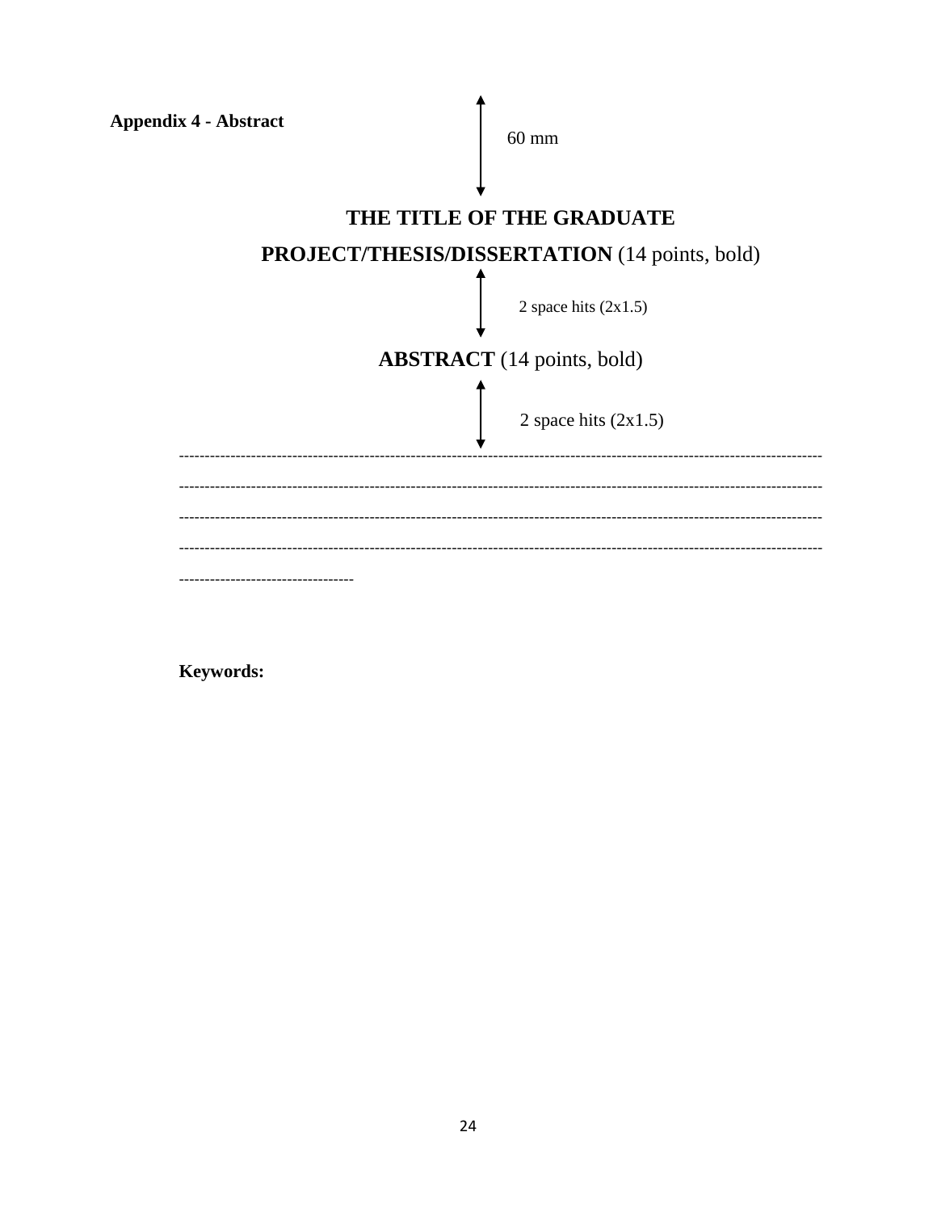**Appendix 4 - Abstract**

60 mm

**THE TITLE OF THE GRADUATE PROJECT/THESIS/DISSERTATION** (14 points, bold)

2 space hits (2x1.5)

**ABSTRACT** (14 points, bold)

2 space hits (2x1.5)

------------------------------------------------------------------------------------------------------------------------------

------------------------------------------------------------------------------------------------------------------------------

------------------------------------------------------------------------------------------------------------------------------

------------------------------------------------------------------------------------------------------------------------------

----------------------------------

**Keywords:**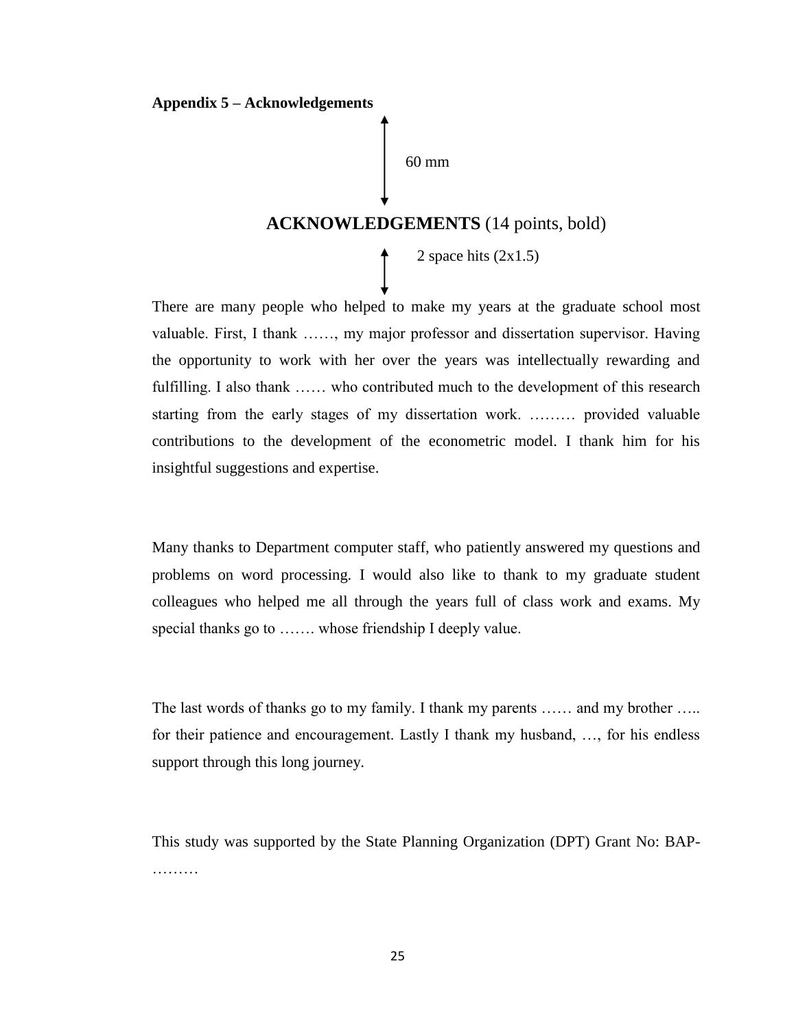**Appendix 5 – Acknowledgements**

60 mm

## **ACKNOWLEDGEMENTS** (14 points, bold)

2 space hits (2x1.5)

There are many people who helped to make my years at the graduate school most valuable. First, I thank ……, my major professor and dissertation supervisor. Having the opportunity to work with her over the years was intellectually rewarding and fulfilling. I also thank …… who contributed much to the development of this research starting from the early stages of my dissertation work. ……… provided valuable contributions to the development of the econometric model. I thank him for his insightful suggestions and expertise.

Many thanks to Department computer staff, who patiently answered my questions and problems on word processing. I would also like to thank to my graduate student colleagues who helped me all through the years full of class work and exams. My special thanks go to ……. whose friendship I deeply value.

The last words of thanks go to my family. I thank my parents …… and my brother ….. for their patience and encouragement. Lastly I thank my husband, …, for his endless support through this long journey.

This study was supported by the State Planning Organization (DPT) Grant No: BAP-………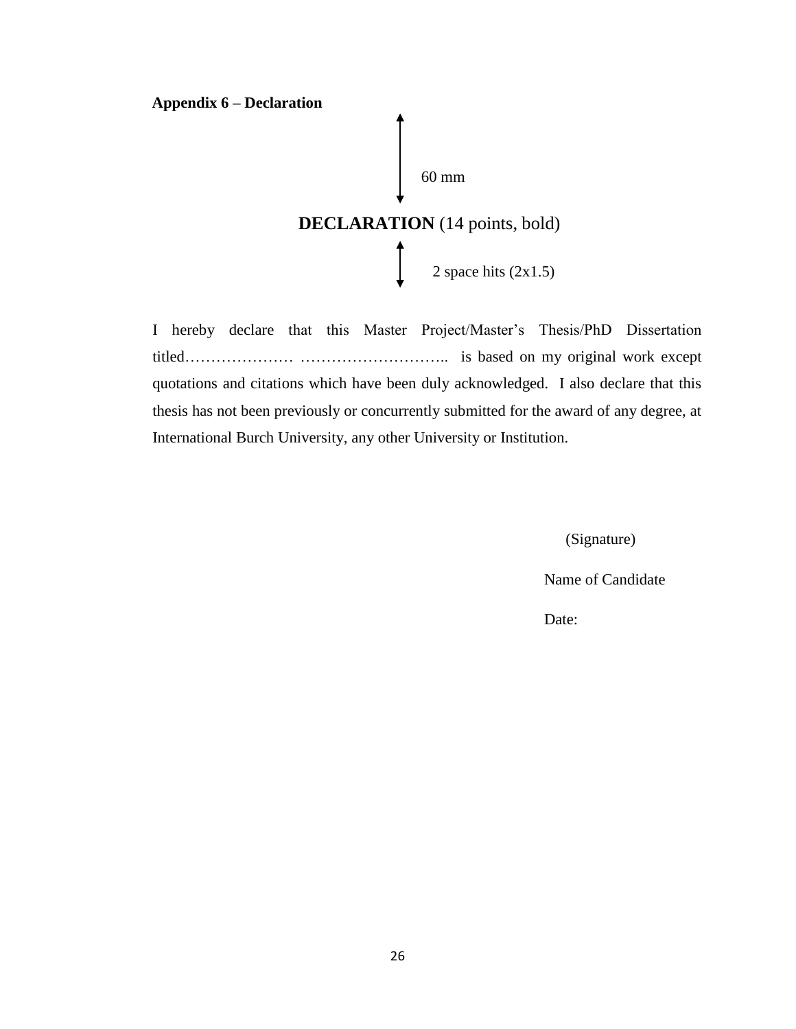**Appendix 6 – Declaration**

60 mm

**DECLARATION** (14 points, bold)

2 space hits (2x1.5)

I hereby declare that this Master Project/Master's Thesis/PhD Dissertation titled………………… ……………………….. is based on my original work except quotations and citations which have been duly acknowledged. I also declare that this thesis has not been previously or concurrently submitted for the award of any degree, at International Burch University, any other University or Institution.

(Signature)

Name of Candidate

Date: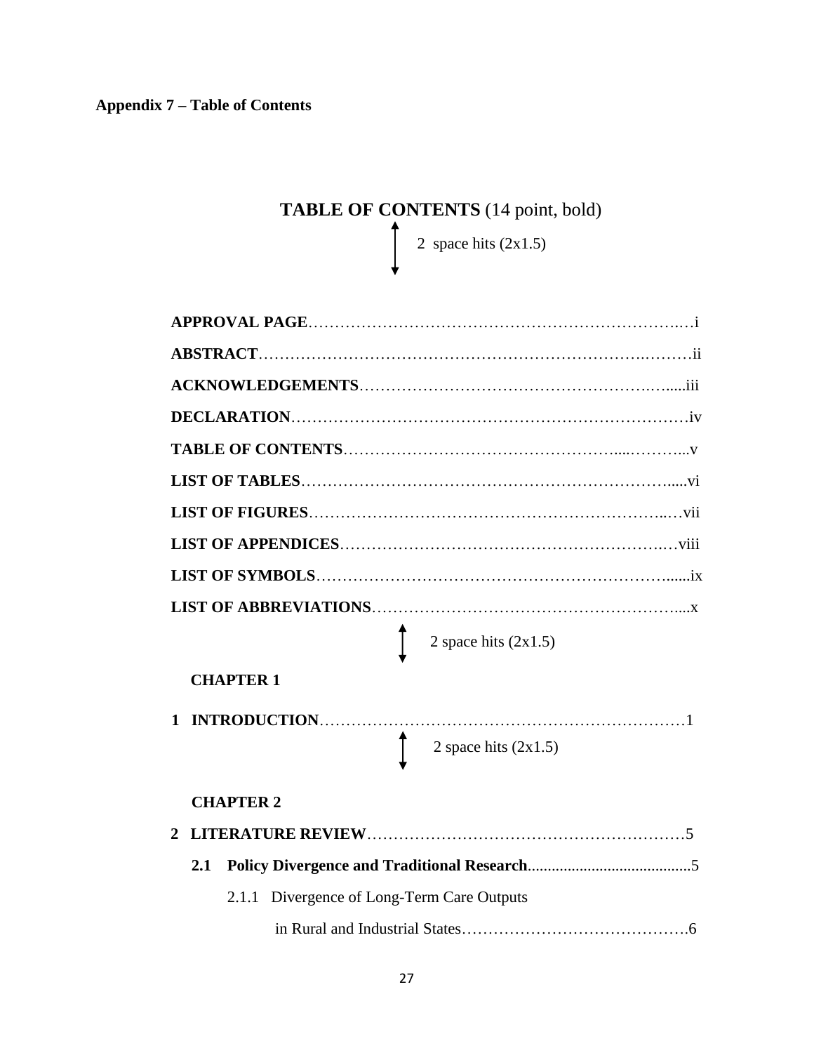**Appendix 7 – Table of Contents**

**TABLE OF CONTENTS** (14 point, bold)

2 space hits (2x1.5)

**APPROVAL PAGE**……………………………………………………………..…i

**ABSTRACT**……………………………………………………………….………ii

**ACKNOWLEDGEMENTS**…………………….………………………..…....iii

**DECLARATION**…………………………………………………………………iv

**TABLE OF CONTENTS**……………………………………………....………...v

**LIST OF TABLES**……………………………………………………………......vi

**LIST OF FIGURES**…………………………………………………………..…vii

**LIST OF APPENDICES**……………………………………………………….…viii

**LIST OF SYMBOLS**………………………………………………………….......ix

**LIST OF ABBREVIATIONS**…………………………………………………....x

2 space hits (2x1.5)

**CHAPTER 1**

**1 INTRODUCTION**……………………………………………………………1

2 space hits (2x1.5)

**CHAPTER 2**

**2 LITERATURE REVIEW**……………………………………………………5

**2.1 Policy Divergence and Traditional Research**.........................................5

2.1.1 Divergence of Long-Term Care Outputs in Rural and Industrial States…………………………………….6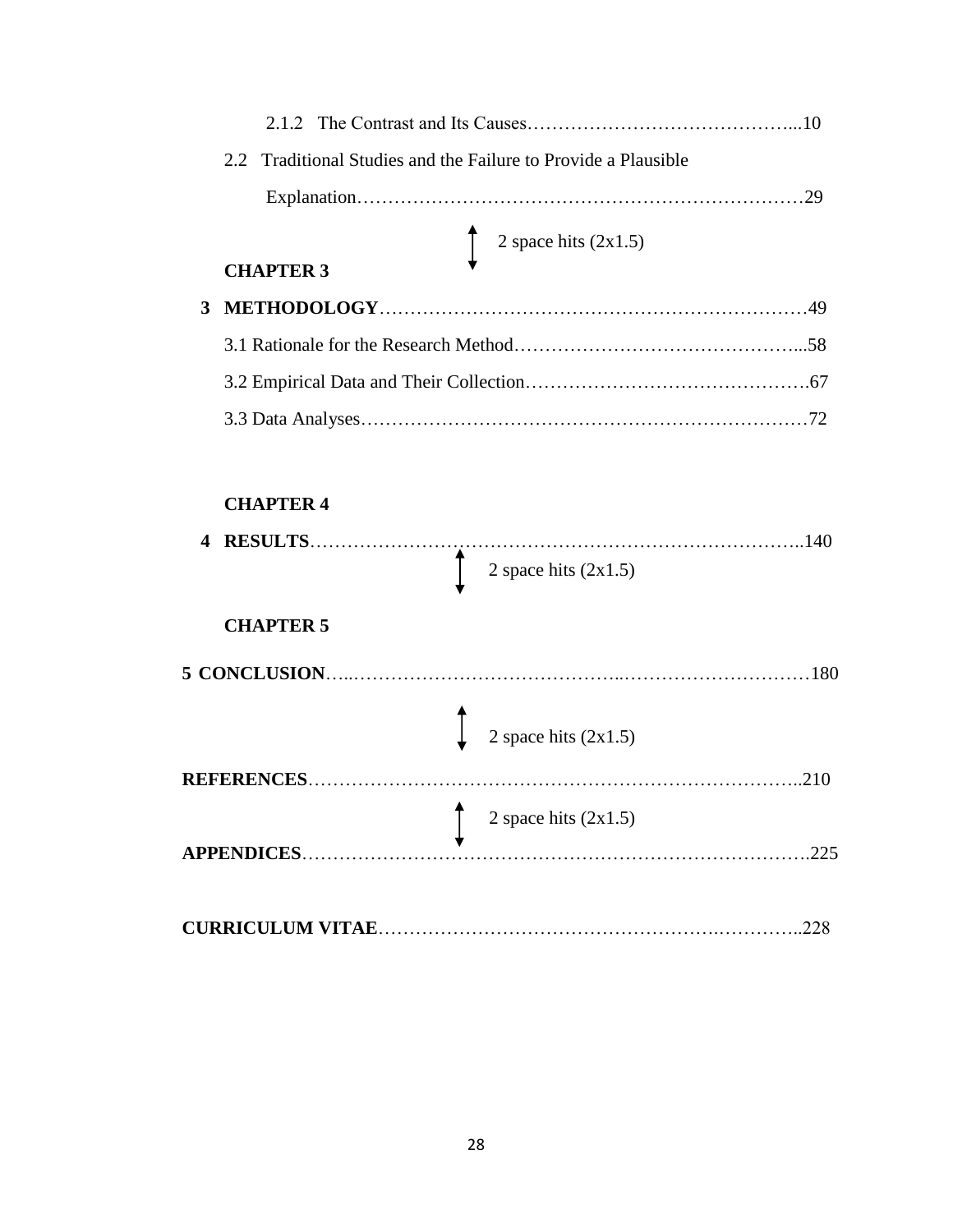2.1.2 The Contrast and Its Causes……………………………………...10

2.2 Traditional Studies and the Failure to Provide a Plausible

Explanation………………………………………………………………29

↕ 2 space hits (2x1.5)

**CHAPTER 3**

**3 METHODOLOGY**……………………………………………………………49

3.1 Rationale for the Research Method……………………………………...58

3.2 Empirical Data and Their Collection……………………………………….67

3.3 Data Analyses………………………………………………………………72

**CHAPTER 4**

**4 RESULTS**………………………………………………………………………..140

↕ 2 space hits (2x1.5)

**CHAPTER 5**

**5 CONCLUSION**…...……………………………………..…………………………180

↕ 2 space hits (2x1.5)

**REFERENCES**………………………………………………………………………..210

↕ 2 space hits (2x1.5)

**APPENDICES**……………………………………………………………………….225

**CURRICULUM VITAE**……………………………………………….…………..228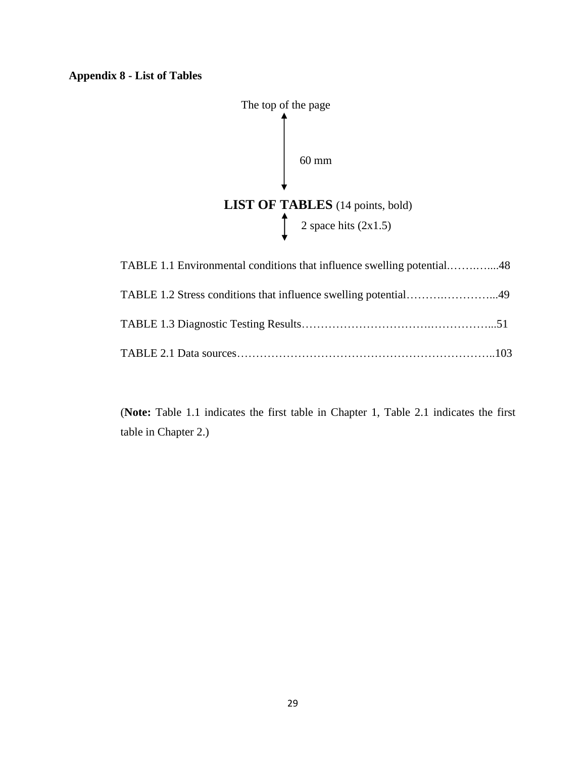**Appendix 8 - List of Tables**

The top of the page

60 mm

**LIST OF TABLES** (14 points, bold)

2 space hits (2x1.5)

TABLE 1.1 Environmental conditions that influence swelling potential.…….…....48

TABLE 1.2 Stress conditions that influence swelling potential……….…………...49

TABLE 1.3 Diagnostic Testing Results…………………………….……………...51

TABLE 2.1 Data sources…………………………………………………………..103

(**Note:** Table 1.1 indicates the first table in Chapter 1, Table 2.1 indicates the first table in Chapter 2.)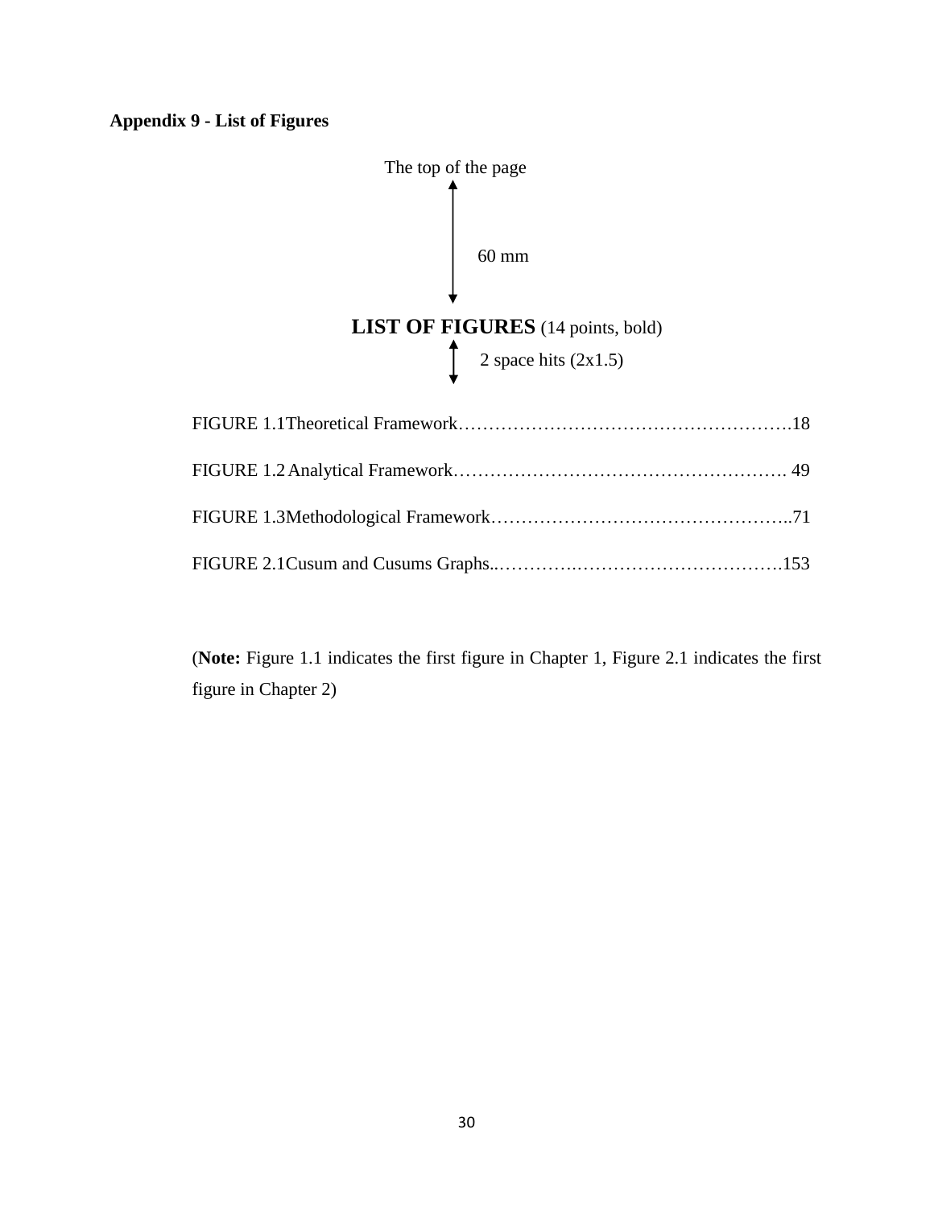**Appendix 9 - List of Figures**

The top of the page

60 mm

**LIST OF FIGURES** (14 points, bold)

2 space hits (2x1.5)

FIGURE 1.1Theoretical Framework……………………………………………….18

FIGURE 1.2 Analytical Framework………………………………………………. 49

FIGURE 1.3Methodological Framework…………………………………………..71

FIGURE 2.1Cusum and Cusums Graphs..…………..…………………………….153

(**Note:** Figure 1.1 indicates the first figure in Chapter 1, Figure 2.1 indicates the first figure in Chapter 2)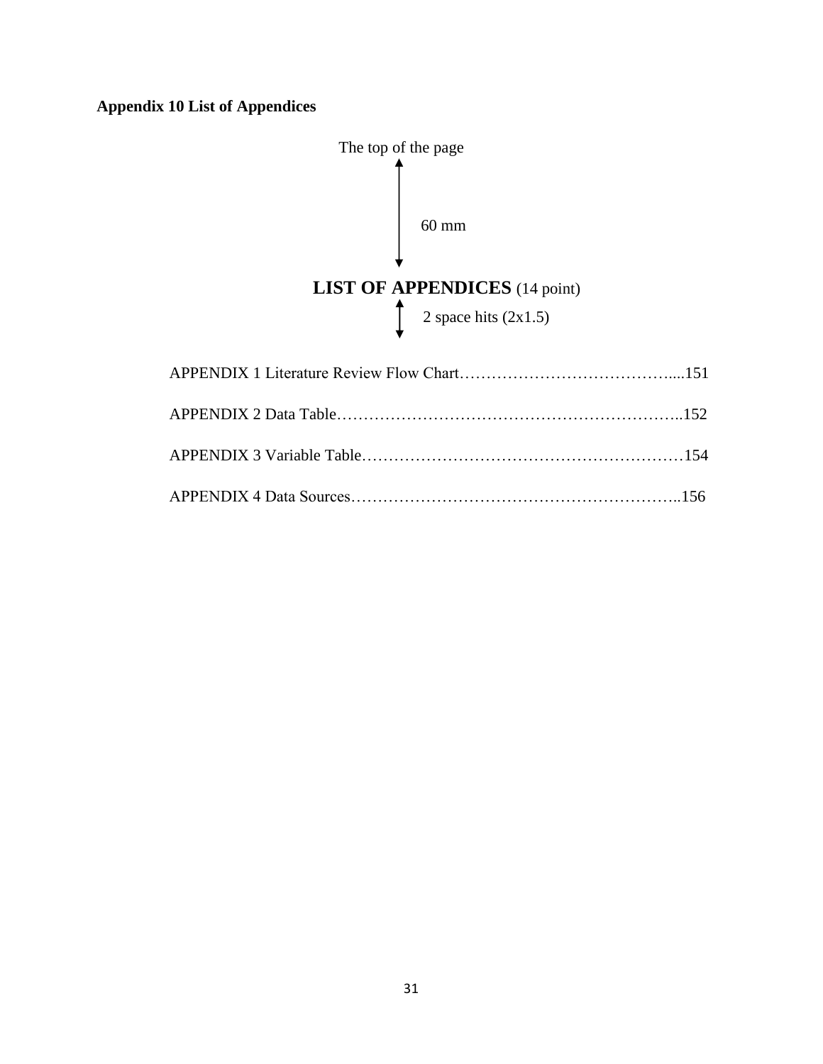**Appendix 10 List of Appendices**

The top of the page

60 mm

**LIST OF APPENDICES** (14 point)

2 space hits (2x1.5)

APPENDIX 1 Literature Review Flow Chart…………………………………....151

APPENDIX 2 Data Table………………………………………………………..152

APPENDIX 3 Variable Table……………………………………………………154

APPENDIX 4 Data Sources……………………………………………………..156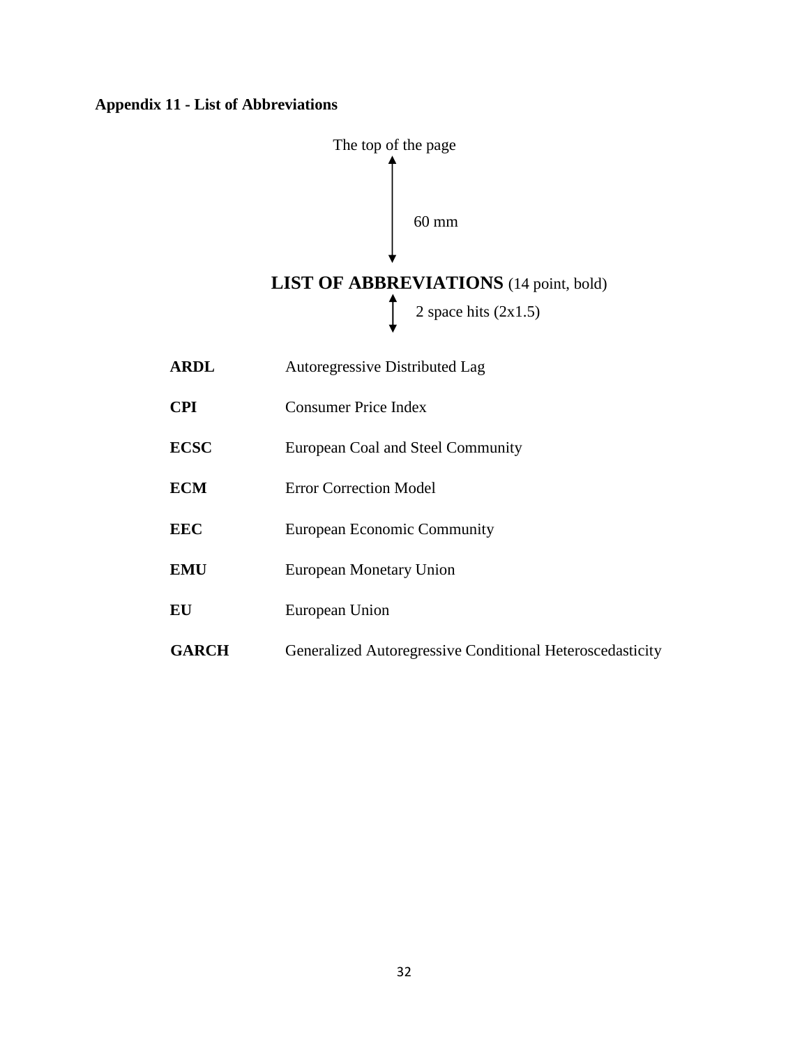**Appendix 11 - List of Abbreviations**

The top of the page

60 mm

**LIST OF ABBREVIATIONS** (14 point, bold)

2 space hits (2x1.5)

| | |
|---|---|
| **ARDL** | Autoregressive Distributed Lag |
| **CPI** | Consumer Price Index |
| **ECSC** | European Coal and Steel Community |
| **ECM** | Error Correction Model |
| **EEC** | European Economic Community |
| **EMU** | European Monetary Union |
| **EU** | European Union |
| **GARCH** | Generalized Autoregressive Conditional Heteroscedasticity |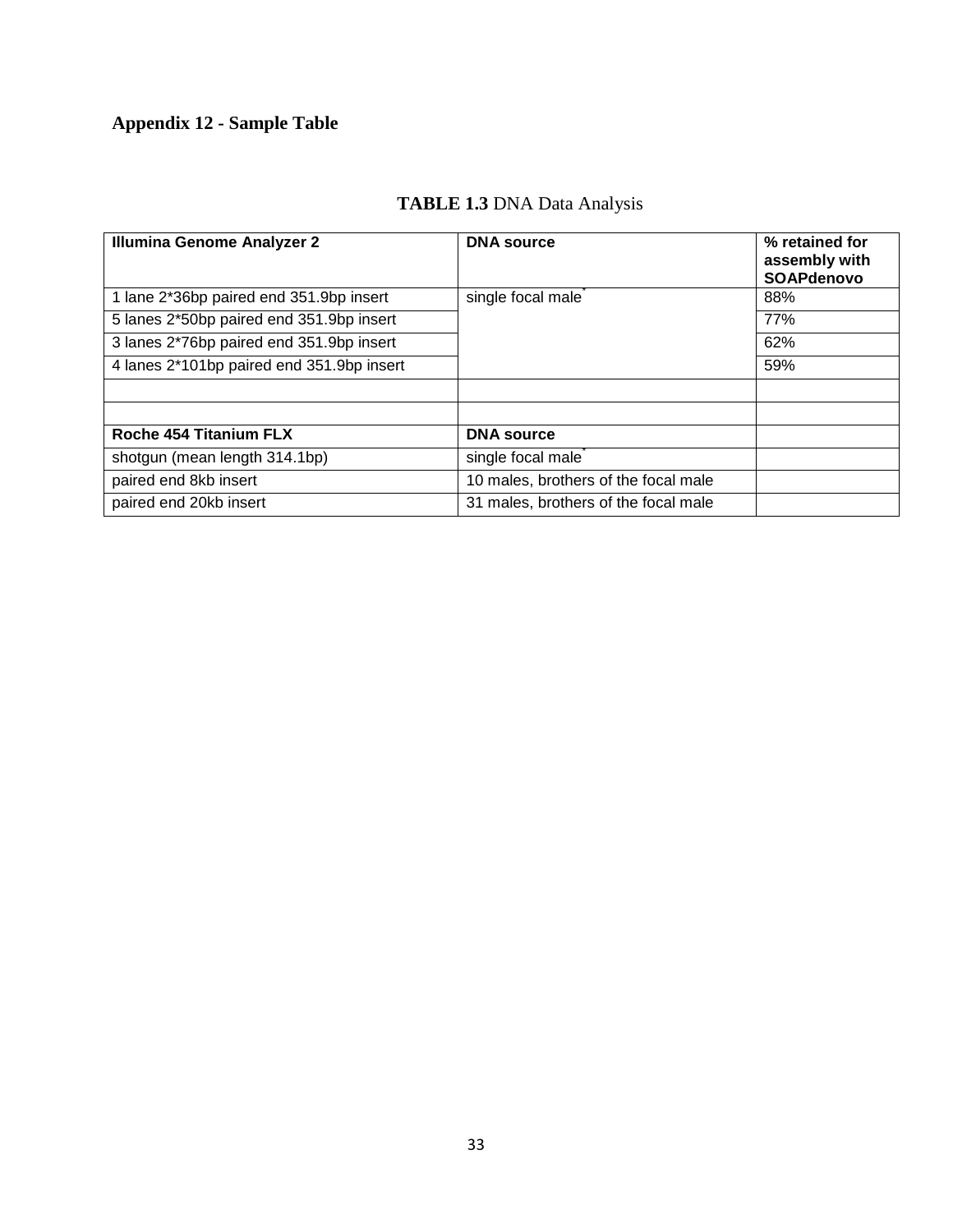## Appendix 12 - Sample Table

**TABLE 1.3** DNA Data Analysis

| **Illumina Genome Analyzer 2** | **DNA source** | **% retained for assembly with SOAPdenovo** |
|---|---|---|
| 1 lane 2*36bp paired end 351.9bp insert | single focal male* | 88% |
| 5 lanes 2*50bp paired end 351.9bp insert | | 77% |
| 3 lanes 2*76bp paired end 351.9bp insert | | 62% |
| 4 lanes 2*101bp paired end 351.9bp insert | | 59% |
| | | |
| | | |
| **Roche 454 Titanium FLX** | **DNA source** | |
| shotgun (mean length 314.1bp) | single focal male* | |
| paired end 8kb insert | 10 males, brothers of the focal male | |
| paired end 20kb insert | 31 males, brothers of the focal male | |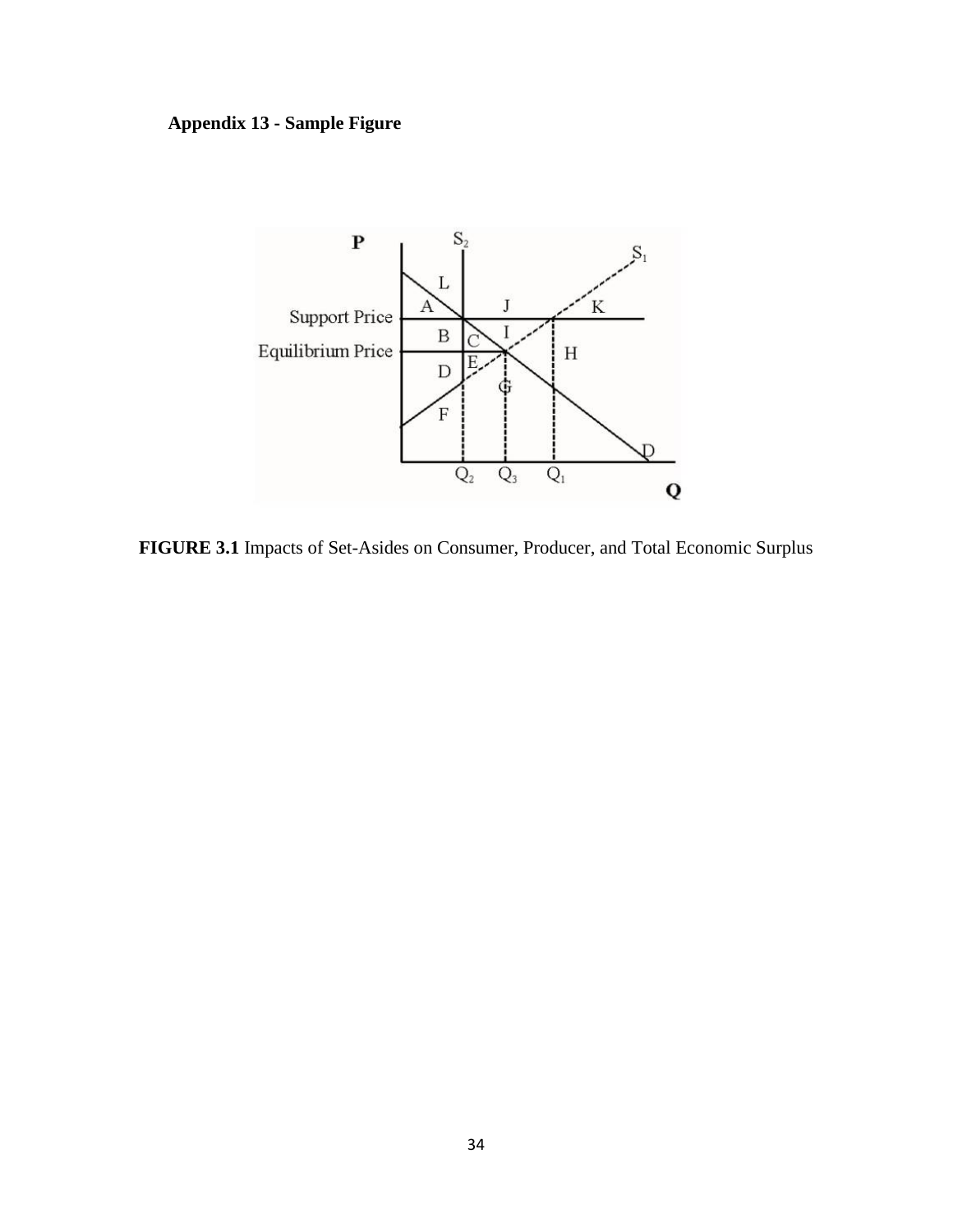**Appendix 13 - Sample Figure**

**FIGURE 3.1** Impacts of Set-Asides on Consumer, Producer, and Total Economic Surplus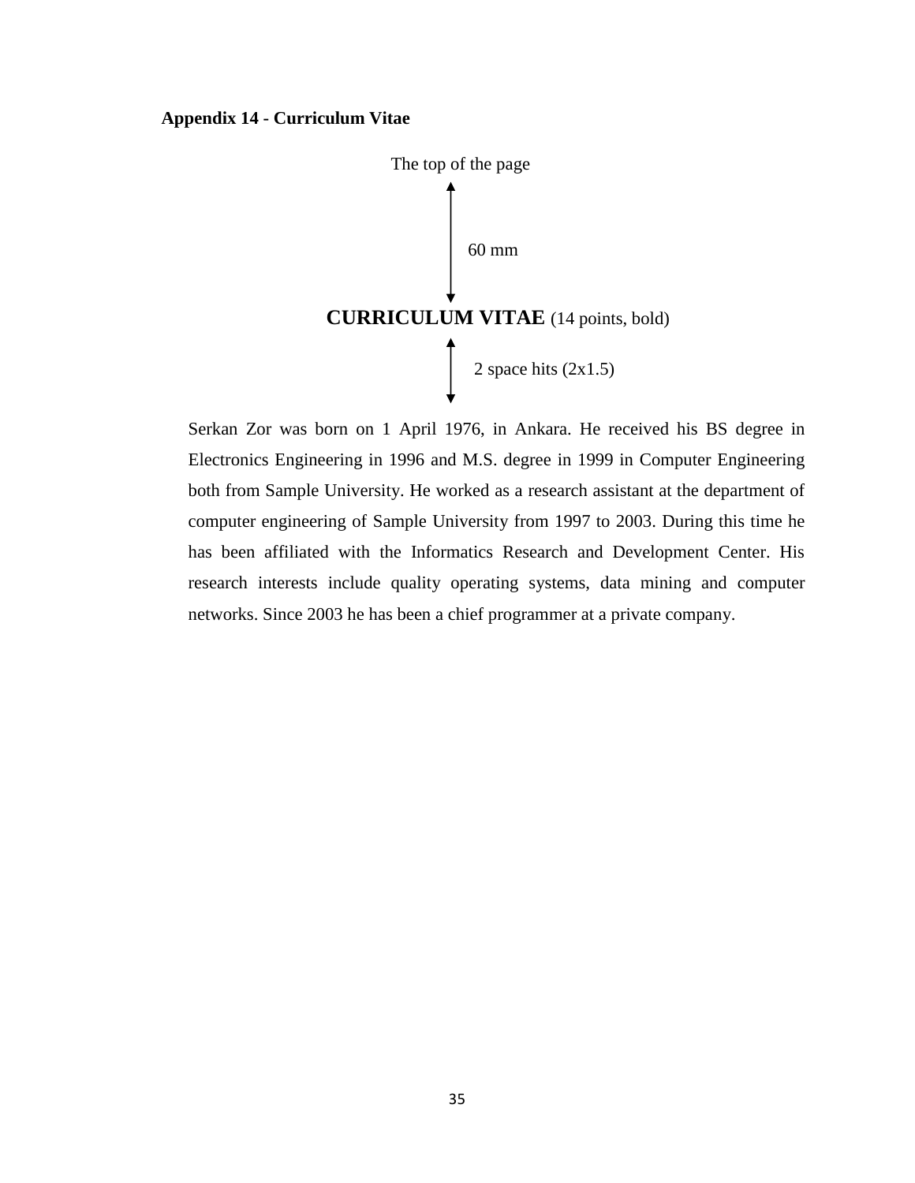**Appendix 14 - Curriculum Vitae**

The top of the page

60 mm

**CURRICULUM VITAE** (14 points, bold)

2 space hits (2x1.5)

Serkan Zor was born on 1 April 1976, in Ankara. He received his BS degree in Electronics Engineering in 1996 and M.S. degree in 1999 in Computer Engineering both from Sample University. He worked as a research assistant at the department of computer engineering of Sample University from 1997 to 2003. During this time he has been affiliated with the Informatics Research and Development Center. His research interests include quality operating systems, data mining and computer networks. Since 2003 he has been a chief programmer at a private company.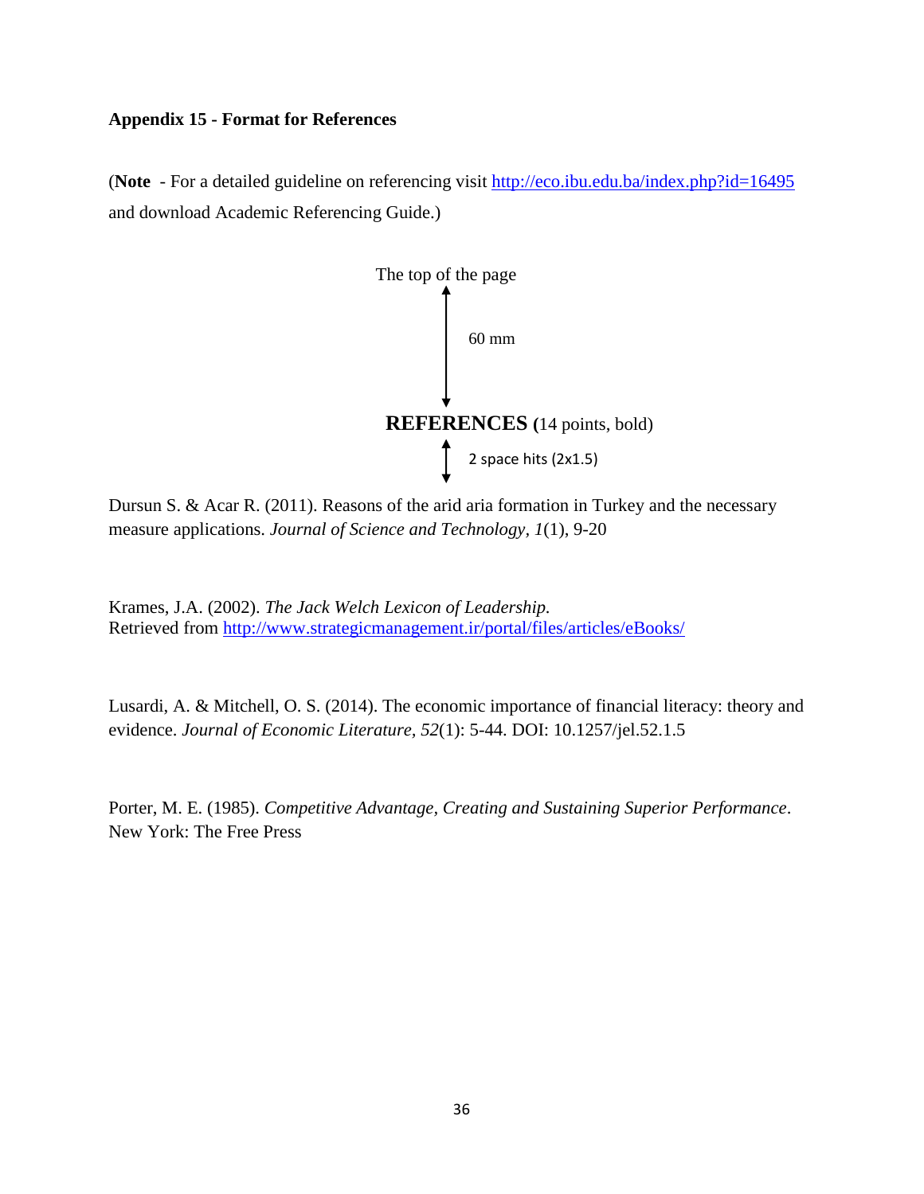**Appendix 15 - Format for References**

(**Note** - For a detailed guideline on referencing visit http://eco.ibu.edu.ba/index.php?id=16495 and download Academic Referencing Guide.)

The top of the page

60 mm

**REFERENCES** (14 points, bold)

2 space hits (2x1.5)

Dursun S. & Acar R. (2011). Reasons of the arid aria formation in Turkey and the necessary measure applications. *Journal of Science and Technology*, *1*(1), 9-20

Krames, J.A. (2002). *The Jack Welch Lexicon of Leadership.*
Retrieved from http://www.strategicmanagement.ir/portal/files/articles/eBooks/

Lusardi, A. & Mitchell, O. S. (2014). The economic importance of financial literacy: theory and evidence. *Journal of Economic Literature, 52*(1): 5-44. DOI: 10.1257/jel.52.1.5

Porter, M. E. (1985). *Competitive Advantage, Creating and Sustaining Superior Performance*. New York: The Free Press